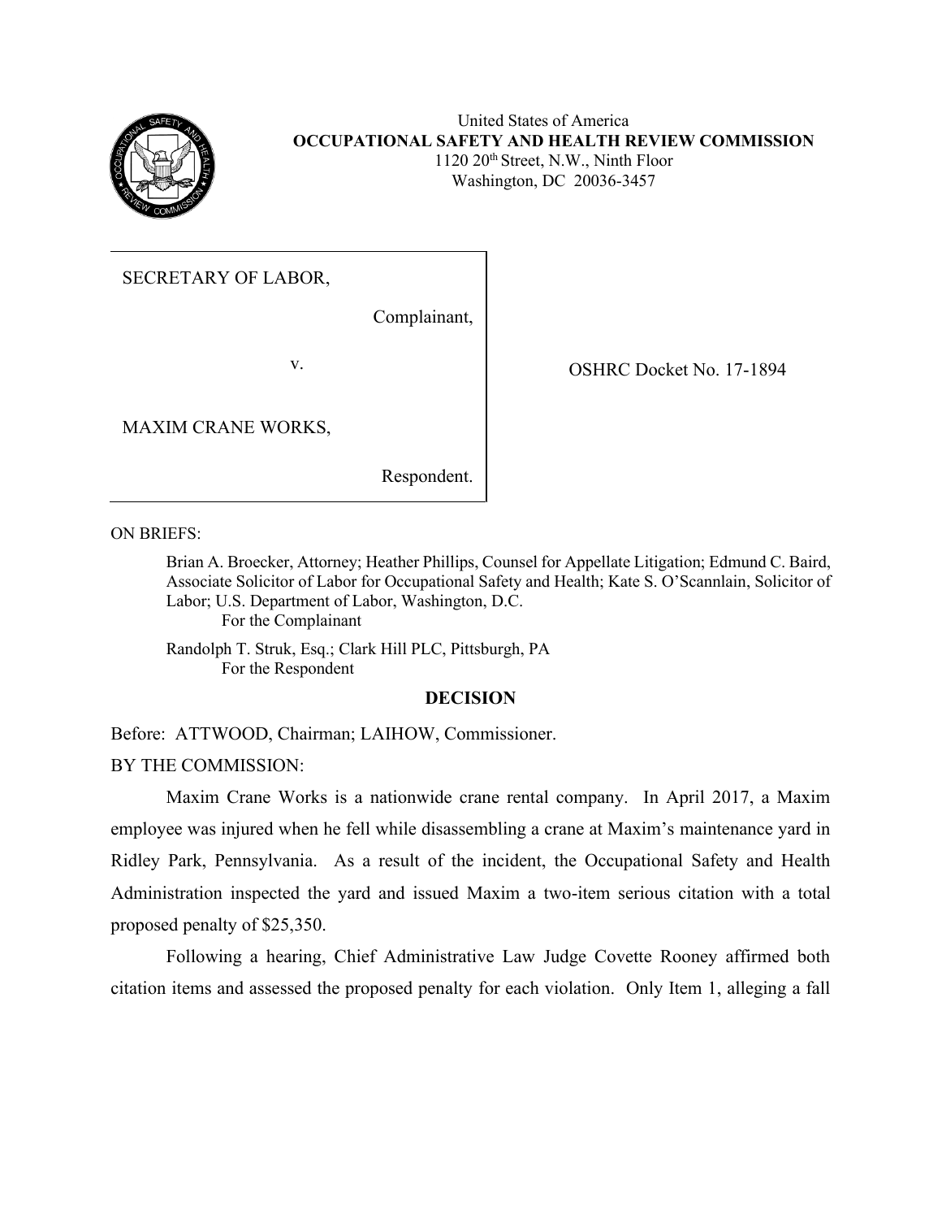United States of America
**OCCUPATIONAL SAFETY AND HEALTH REVIEW COMMISSION**
1120 20th Street, N.W., Ninth Floor
Washington, DC 20036-3457

| | |
|---|---|
| SECRETARY OF LABOR, Complainant, v. MAXIM CRANE WORKS, Respondent. | OSHRC Docket No. 17-1894 |

ON BRIEFS:

Brian A. Broecker, Attorney; Heather Phillips, Counsel for Appellate Litigation; Edmund C. Baird, Associate Solicitor of Labor for Occupational Safety and Health; Kate S. O'Scannlain, Solicitor of Labor; U.S. Department of Labor, Washington, D.C.
For the Complainant

Randolph T. Struk, Esq.; Clark Hill PLC, Pittsburgh, PA
For the Respondent

## DECISION

Before: ATTWOOD, Chairman; LAIHOW, Commissioner.

BY THE COMMISSION:

Maxim Crane Works is a nationwide crane rental company. In April 2017, a Maxim employee was injured when he fell while disassembling a crane at Maxim's maintenance yard in Ridley Park, Pennsylvania. As a result of the incident, the Occupational Safety and Health Administration inspected the yard and issued Maxim a two-item serious citation with a total proposed penalty of $25,350.

Following a hearing, Chief Administrative Law Judge Covette Rooney affirmed both citation items and assessed the proposed penalty for each violation. Only Item 1, alleging a fall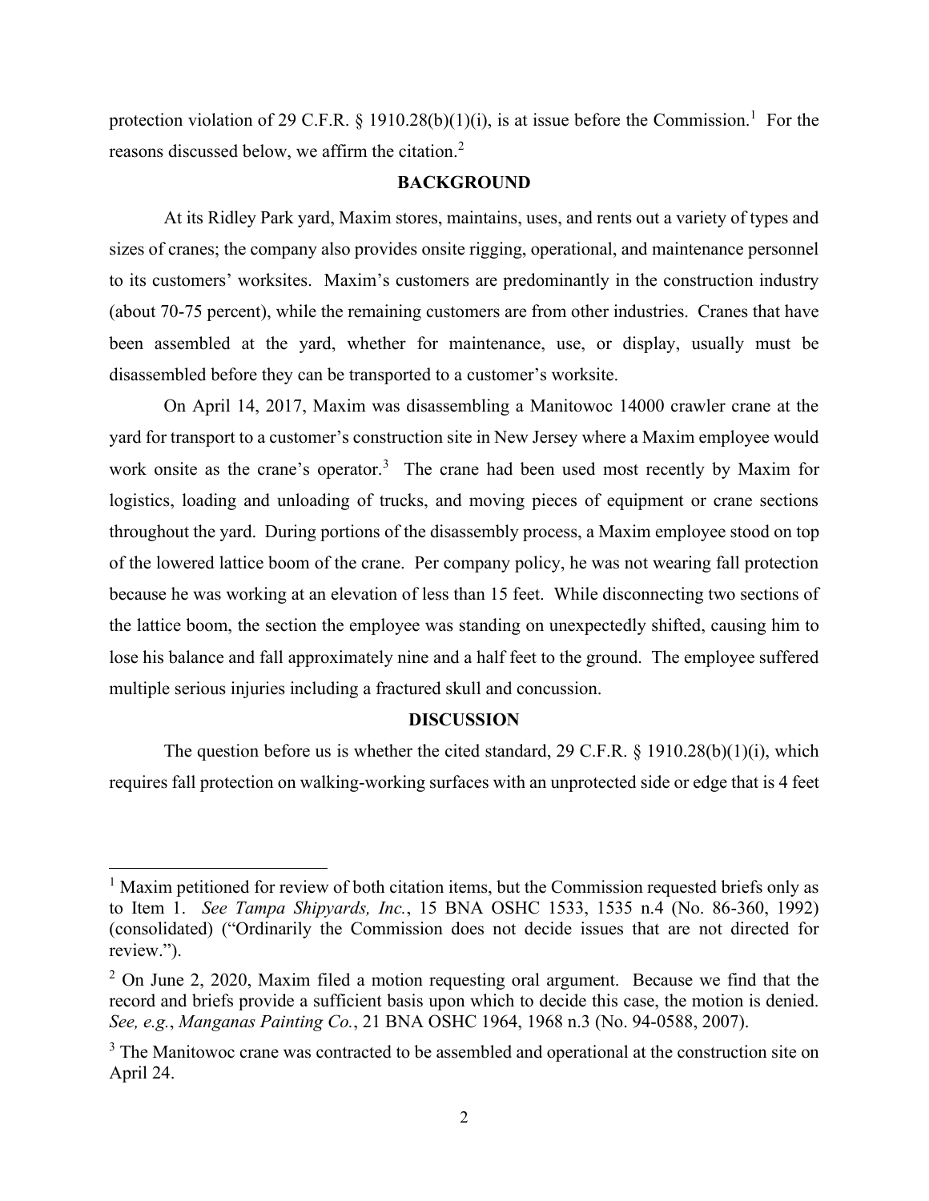protection violation of 29 C.F.R. § 1910.28(b)(1)(i), is at issue before the Commission.[1] For the reasons discussed below, we affirm the citation.[2]

## BACKGROUND

At its Ridley Park yard, Maxim stores, maintains, uses, and rents out a variety of types and sizes of cranes; the company also provides onsite rigging, operational, and maintenance personnel to its customers' worksites. Maxim's customers are predominantly in the construction industry (about 70-75 percent), while the remaining customers are from other industries. Cranes that have been assembled at the yard, whether for maintenance, use, or display, usually must be disassembled before they can be transported to a customer's worksite.

On April 14, 2017, Maxim was disassembling a Manitowoc 14000 crawler crane at the yard for transport to a customer's construction site in New Jersey where a Maxim employee would work onsite as the crane's operator.[3] The crane had been used most recently by Maxim for logistics, loading and unloading of trucks, and moving pieces of equipment or crane sections throughout the yard. During portions of the disassembly process, a Maxim employee stood on top of the lowered lattice boom of the crane. Per company policy, he was not wearing fall protection because he was working at an elevation of less than 15 feet. While disconnecting two sections of the lattice boom, the section the employee was standing on unexpectedly shifted, causing him to lose his balance and fall approximately nine and a half feet to the ground. The employee suffered multiple serious injuries including a fractured skull and concussion.

## DISCUSSION

The question before us is whether the cited standard, 29 C.F.R. § 1910.28(b)(1)(i), which requires fall protection on walking-working surfaces with an unprotected side or edge that is 4 feet

---

[1] Maxim petitioned for review of both citation items, but the Commission requested briefs only as to Item 1. *See Tampa Shipyards, Inc.*, 15 BNA OSHC 1533, 1535 n.4 (No. 86-360, 1992) (consolidated) ("Ordinarily the Commission does not decide issues that are not directed for review.").

[2] On June 2, 2020, Maxim filed a motion requesting oral argument. Because we find that the record and briefs provide a sufficient basis upon which to decide this case, the motion is denied. *See, e.g.*, *Manganas Painting Co.*, 21 BNA OSHC 1964, 1968 n.3 (No. 94-0588, 2007).

[3] The Manitowoc crane was contracted to be assembled and operational at the construction site on April 24.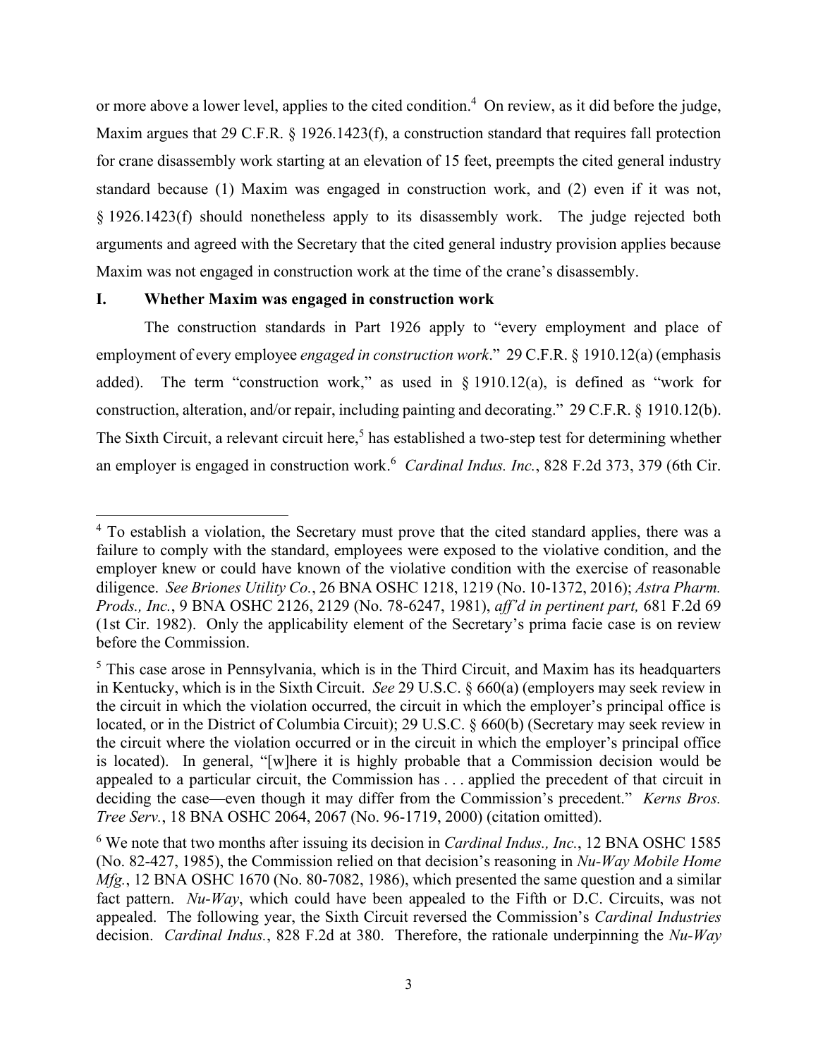or more above a lower level, applies to the cited condition.[4] On review, as it did before the judge, Maxim argues that 29 C.F.R. § 1926.1423(f), a construction standard that requires fall protection for crane disassembly work starting at an elevation of 15 feet, preempts the cited general industry standard because (1) Maxim was engaged in construction work, and (2) even if it was not, § 1926.1423(f) should nonetheless apply to its disassembly work. The judge rejected both arguments and agreed with the Secretary that the cited general industry provision applies because Maxim was not engaged in construction work at the time of the crane's disassembly.

## I. Whether Maxim was engaged in construction work

The construction standards in Part 1926 apply to "every employment and place of employment of every employee *engaged in construction work*." 29 C.F.R. § 1910.12(a) (emphasis added). The term "construction work," as used in § 1910.12(a), is defined as "work for construction, alteration, and/or repair, including painting and decorating." 29 C.F.R. § 1910.12(b). The Sixth Circuit, a relevant circuit here,[5] has established a two-step test for determining whether an employer is engaged in construction work.[6] *Cardinal Indus. Inc.*, 828 F.2d 373, 379 (6th Cir.

[4] To establish a violation, the Secretary must prove that the cited standard applies, there was a failure to comply with the standard, employees were exposed to the violative condition, and the employer knew or could have known of the violative condition with the exercise of reasonable diligence. *See Briones Utility Co.*, 26 BNA OSHC 1218, 1219 (No. 10-1372, 2016); *Astra Pharm. Prods., Inc.*, 9 BNA OSHC 2126, 2129 (No. 78-6247, 1981), *aff'd in pertinent part,* 681 F.2d 69 (1st Cir. 1982). Only the applicability element of the Secretary's prima facie case is on review before the Commission.

[5] This case arose in Pennsylvania, which is in the Third Circuit, and Maxim has its headquarters in Kentucky, which is in the Sixth Circuit. *See* 29 U.S.C. § 660(a) (employers may seek review in the circuit in which the violation occurred, the circuit in which the employer's principal office is located, or in the District of Columbia Circuit); 29 U.S.C. § 660(b) (Secretary may seek review in the circuit where the violation occurred or in the circuit in which the employer's principal office is located). In general, "[w]here it is highly probable that a Commission decision would be appealed to a particular circuit, the Commission has . . . applied the precedent of that circuit in deciding the case—even though it may differ from the Commission's precedent." *Kerns Bros. Tree Serv.*, 18 BNA OSHC 2064, 2067 (No. 96-1719, 2000) (citation omitted).

[6] We note that two months after issuing its decision in *Cardinal Indus., Inc.*, 12 BNA OSHC 1585 (No. 82-427, 1985), the Commission relied on that decision's reasoning in *Nu-Way Mobile Home Mfg.*, 12 BNA OSHC 1670 (No. 80-7082, 1986), which presented the same question and a similar fact pattern. *Nu-Way*, which could have been appealed to the Fifth or D.C. Circuits, was not appealed. The following year, the Sixth Circuit reversed the Commission's *Cardinal Industries* decision. *Cardinal Indus.*, 828 F.2d at 380. Therefore, the rationale underpinning the *Nu-Way*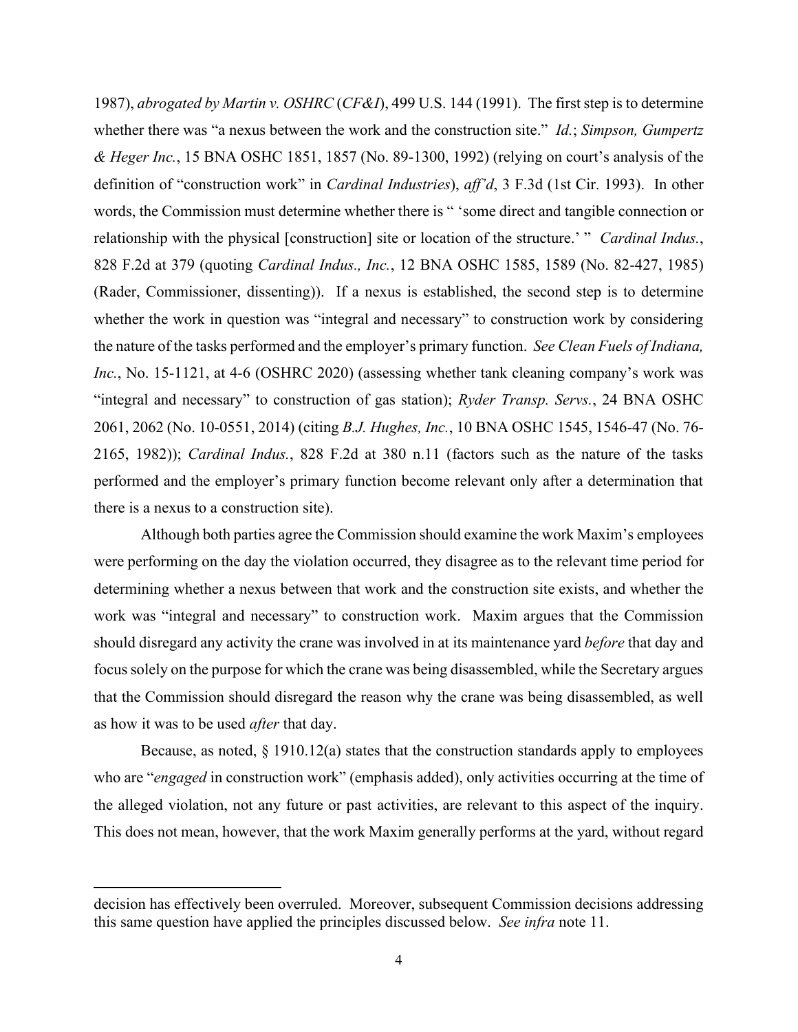1987), *abrogated by Martin v. OSHRC* (*CF&I*), 499 U.S. 144 (1991). The first step is to determine whether there was "a nexus between the work and the construction site." *Id.*; *Simpson, Gumpertz & Heger Inc.*, 15 BNA OSHC 1851, 1857 (No. 89-1300, 1992) (relying on court's analysis of the definition of "construction work" in *Cardinal Industries*), *aff'd*, 3 F.3d (1st Cir. 1993). In other words, the Commission must determine whether there is " 'some direct and tangible connection or relationship with the physical [construction] site or location of the structure.' " *Cardinal Indus.*, 828 F.2d at 379 (quoting *Cardinal Indus., Inc.*, 12 BNA OSHC 1585, 1589 (No. 82-427, 1985) (Rader, Commissioner, dissenting)). If a nexus is established, the second step is to determine whether the work in question was "integral and necessary" to construction work by considering the nature of the tasks performed and the employer's primary function. *See Clean Fuels of Indiana, Inc.*, No. 15-1121, at 4-6 (OSHRC 2020) (assessing whether tank cleaning company's work was "integral and necessary" to construction of gas station); *Ryder Transp. Servs.*, 24 BNA OSHC 2061, 2062 (No. 10-0551, 2014) (citing *B.J. Hughes, Inc.*, 10 BNA OSHC 1545, 1546-47 (No. 76-2165, 1982)); *Cardinal Indus.*, 828 F.2d at 380 n.11 (factors such as the nature of the tasks performed and the employer's primary function become relevant only after a determination that there is a nexus to a construction site).

Although both parties agree the Commission should examine the work Maxim's employees were performing on the day the violation occurred, they disagree as to the relevant time period for determining whether a nexus between that work and the construction site exists, and whether the work was "integral and necessary" to construction work. Maxim argues that the Commission should disregard any activity the crane was involved in at its maintenance yard *before* that day and focus solely on the purpose for which the crane was being disassembled, while the Secretary argues that the Commission should disregard the reason why the crane was being disassembled, as well as how it was to be used *after* that day.

Because, as noted, § 1910.12(a) states that the construction standards apply to employees who are "*engaged* in construction work" (emphasis added), only activities occurring at the time of the alleged violation, not any future or past activities, are relevant to this aspect of the inquiry. This does not mean, however, that the work Maxim generally performs at the yard, without regard

---

decision has effectively been overruled. Moreover, subsequent Commission decisions addressing this same question have applied the principles discussed below. *See infra* note 11.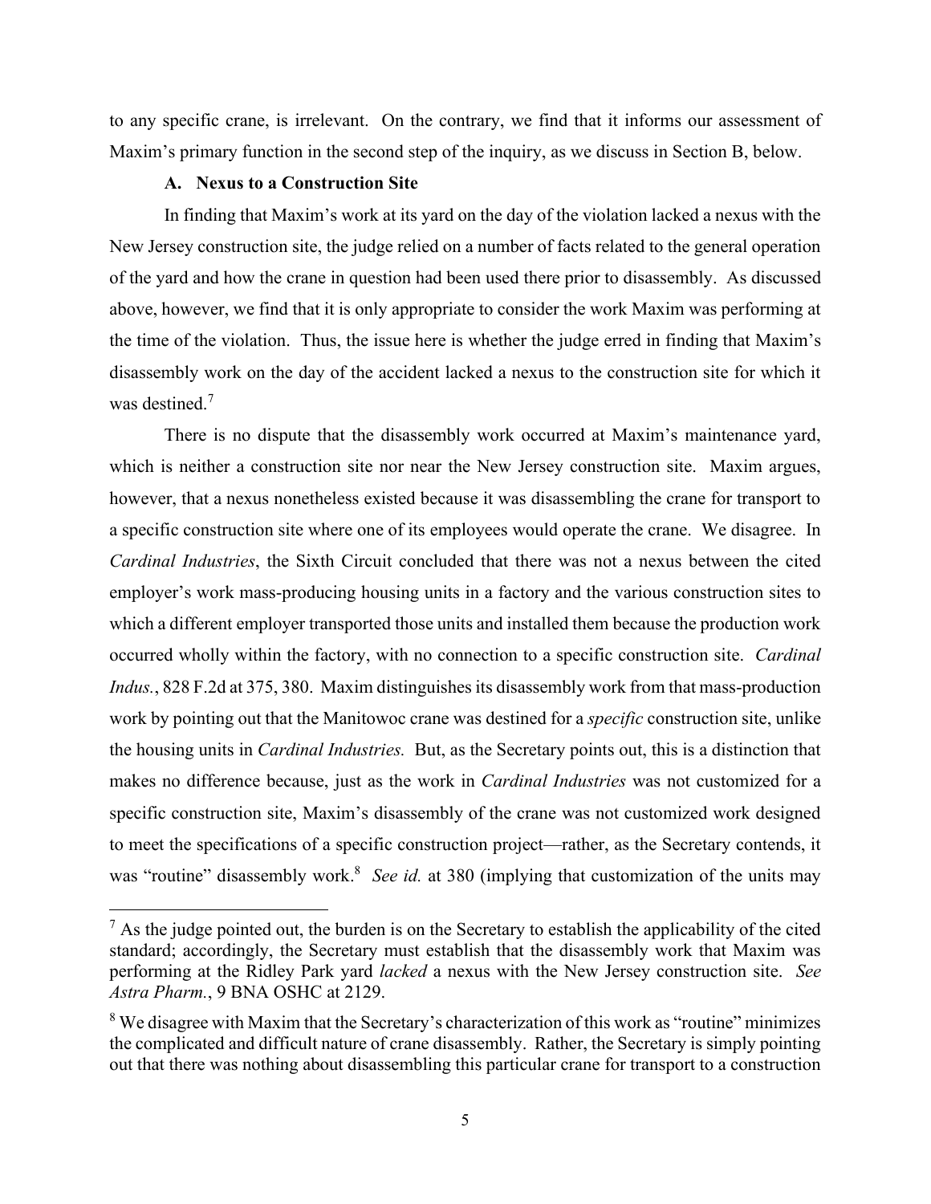to any specific crane, is irrelevant. On the contrary, we find that it informs our assessment of Maxim's primary function in the second step of the inquiry, as we discuss in Section B, below.

### A. Nexus to a Construction Site

In finding that Maxim's work at its yard on the day of the violation lacked a nexus with the New Jersey construction site, the judge relied on a number of facts related to the general operation of the yard and how the crane in question had been used there prior to disassembly. As discussed above, however, we find that it is only appropriate to consider the work Maxim was performing at the time of the violation. Thus, the issue here is whether the judge erred in finding that Maxim's disassembly work on the day of the accident lacked a nexus to the construction site for which it was destined.[7]

There is no dispute that the disassembly work occurred at Maxim's maintenance yard, which is neither a construction site nor near the New Jersey construction site. Maxim argues, however, that a nexus nonetheless existed because it was disassembling the crane for transport to a specific construction site where one of its employees would operate the crane. We disagree. In *Cardinal Industries*, the Sixth Circuit concluded that there was not a nexus between the cited employer's work mass-producing housing units in a factory and the various construction sites to which a different employer transported those units and installed them because the production work occurred wholly within the factory, with no connection to a specific construction site. *Cardinal Indus.*, 828 F.2d at 375, 380. Maxim distinguishes its disassembly work from that mass-production work by pointing out that the Manitowoc crane was destined for a *specific* construction site, unlike the housing units in *Cardinal Industries.* But, as the Secretary points out, this is a distinction that makes no difference because, just as the work in *Cardinal Industries* was not customized for a specific construction site, Maxim's disassembly of the crane was not customized work designed to meet the specifications of a specific construction project—rather, as the Secretary contends, it was "routine" disassembly work.[8] *See id.* at 380 (implying that customization of the units may

---

[7] As the judge pointed out, the burden is on the Secretary to establish the applicability of the cited standard; accordingly, the Secretary must establish that the disassembly work that Maxim was performing at the Ridley Park yard *lacked* a nexus with the New Jersey construction site. *See Astra Pharm.*, 9 BNA OSHC at 2129.

[8] We disagree with Maxim that the Secretary's characterization of this work as "routine" minimizes the complicated and difficult nature of crane disassembly. Rather, the Secretary is simply pointing out that there was nothing about disassembling this particular crane for transport to a construction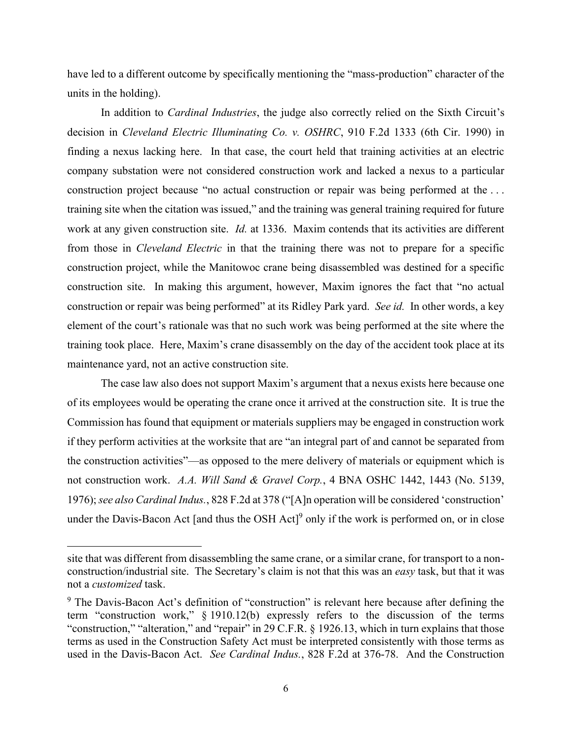have led to a different outcome by specifically mentioning the "mass-production" character of the units in the holding).

In addition to *Cardinal Industries*, the judge also correctly relied on the Sixth Circuit's decision in *Cleveland Electric Illuminating Co. v. OSHRC*, 910 F.2d 1333 (6th Cir. 1990) in finding a nexus lacking here. In that case, the court held that training activities at an electric company substation were not considered construction work and lacked a nexus to a particular construction project because "no actual construction or repair was being performed at the . . . training site when the citation was issued," and the training was general training required for future work at any given construction site. *Id.* at 1336. Maxim contends that its activities are different from those in *Cleveland Electric* in that the training there was not to prepare for a specific construction project, while the Manitowoc crane being disassembled was destined for a specific construction site. In making this argument, however, Maxim ignores the fact that "no actual construction or repair was being performed" at its Ridley Park yard. *See id.* In other words, a key element of the court's rationale was that no such work was being performed at the site where the training took place. Here, Maxim's crane disassembly on the day of the accident took place at its maintenance yard, not an active construction site.

The case law also does not support Maxim's argument that a nexus exists here because one of its employees would be operating the crane once it arrived at the construction site. It is true the Commission has found that equipment or materials suppliers may be engaged in construction work if they perform activities at the worksite that are "an integral part of and cannot be separated from the construction activities"—as opposed to the mere delivery of materials or equipment which is not construction work. *A.A. Will Sand & Gravel Corp.*, 4 BNA OSHC 1442, 1443 (No. 5139, 1976); *see also Cardinal Indus.*, 828 F.2d at 378 ("[A]n operation will be considered 'construction' under the Davis-Bacon Act [and thus the OSH Act][9] only if the work is performed on, or in close

---

site that was different from disassembling the same crane, or a similar crane, for transport to a non-construction/industrial site. The Secretary's claim is not that this was an *easy* task, but that it was not a *customized* task.

[9] The Davis-Bacon Act's definition of "construction" is relevant here because after defining the term "construction work," § 1910.12(b) expressly refers to the discussion of the terms "construction," "alteration," and "repair" in 29 C.F.R. § 1926.13, which in turn explains that those terms as used in the Construction Safety Act must be interpreted consistently with those terms as used in the Davis-Bacon Act. *See Cardinal Indus.*, 828 F.2d at 376-78. And the Construction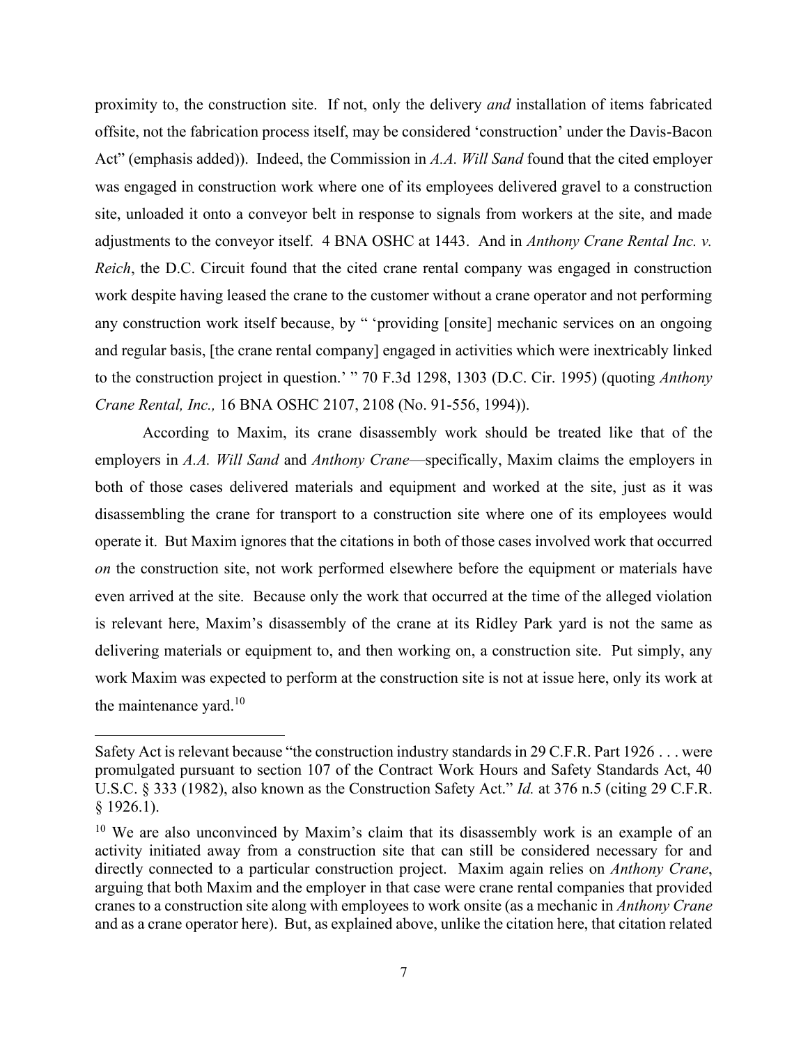proximity to, the construction site. If not, only the delivery *and* installation of items fabricated offsite, not the fabrication process itself, may be considered 'construction' under the Davis-Bacon Act" (emphasis added)). Indeed, the Commission in *A.A. Will Sand* found that the cited employer was engaged in construction work where one of its employees delivered gravel to a construction site, unloaded it onto a conveyor belt in response to signals from workers at the site, and made adjustments to the conveyor itself. 4 BNA OSHC at 1443. And in *Anthony Crane Rental Inc. v. Reich*, the D.C. Circuit found that the cited crane rental company was engaged in construction work despite having leased the crane to the customer without a crane operator and not performing any construction work itself because, by " 'providing [onsite] mechanic services on an ongoing and regular basis, [the crane rental company] engaged in activities which were inextricably linked to the construction project in question.' " 70 F.3d 1298, 1303 (D.C. Cir. 1995) (quoting *Anthony Crane Rental, Inc.,* 16 BNA OSHC 2107, 2108 (No. 91-556, 1994)).

According to Maxim, its crane disassembly work should be treated like that of the employers in *A.A. Will Sand* and *Anthony Crane*—specifically, Maxim claims the employers in both of those cases delivered materials and equipment and worked at the site, just as it was disassembling the crane for transport to a construction site where one of its employees would operate it. But Maxim ignores that the citations in both of those cases involved work that occurred *on* the construction site, not work performed elsewhere before the equipment or materials have even arrived at the site. Because only the work that occurred at the time of the alleged violation is relevant here, Maxim's disassembly of the crane at its Ridley Park yard is not the same as delivering materials or equipment to, and then working on, a construction site. Put simply, any work Maxim was expected to perform at the construction site is not at issue here, only its work at the maintenance yard.[10]

---

Safety Act is relevant because "the construction industry standards in 29 C.F.R. Part 1926 . . . were promulgated pursuant to section 107 of the Contract Work Hours and Safety Standards Act, 40 U.S.C. § 333 (1982), also known as the Construction Safety Act." *Id.* at 376 n.5 (citing 29 C.F.R. § 1926.1).

[10] We are also unconvinced by Maxim's claim that its disassembly work is an example of an activity initiated away from a construction site that can still be considered necessary for and directly connected to a particular construction project. Maxim again relies on *Anthony Crane*, arguing that both Maxim and the employer in that case were crane rental companies that provided cranes to a construction site along with employees to work onsite (as a mechanic in *Anthony Crane* and as a crane operator here). But, as explained above, unlike the citation here, that citation related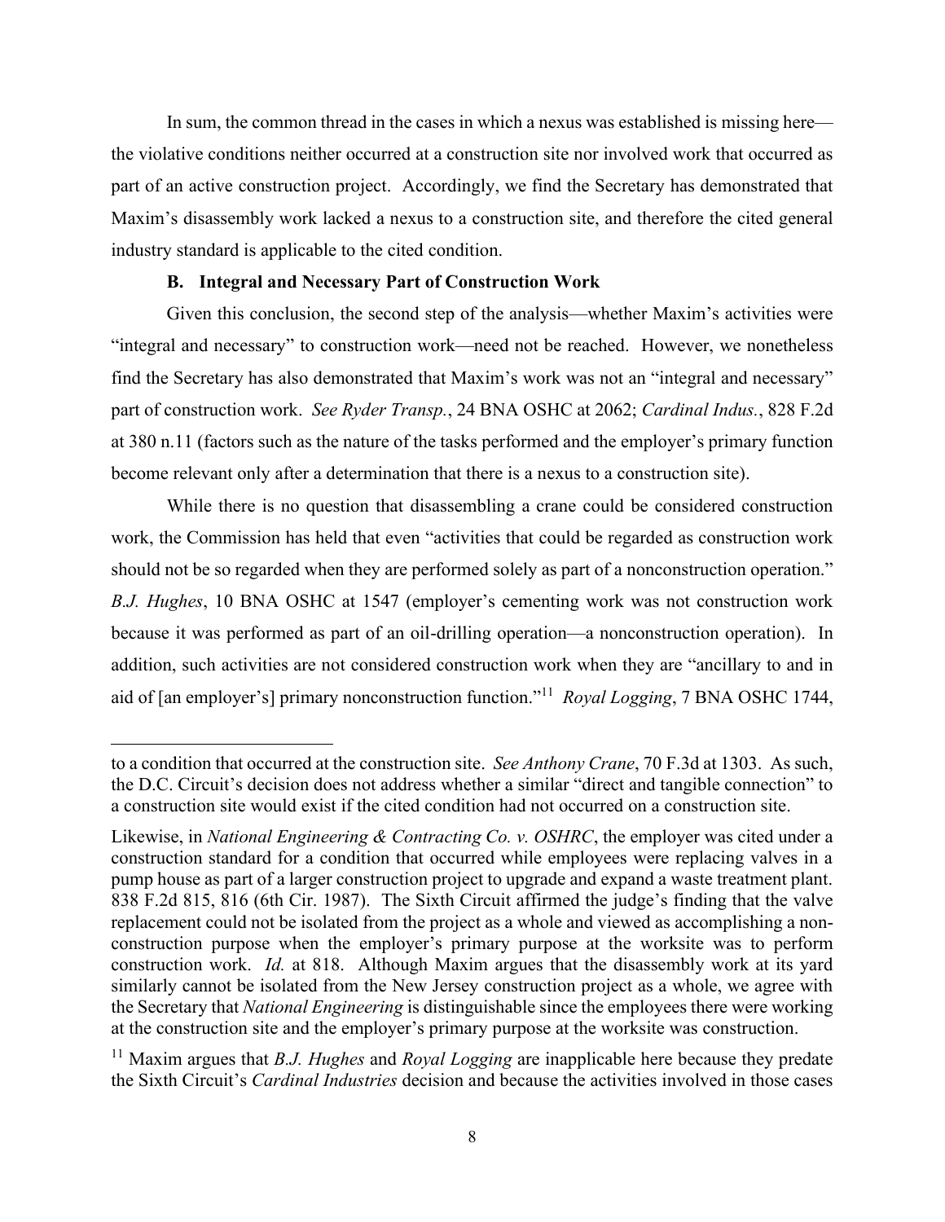In sum, the common thread in the cases in which a nexus was established is missing here—the violative conditions neither occurred at a construction site nor involved work that occurred as part of an active construction project. Accordingly, we find the Secretary has demonstrated that Maxim's disassembly work lacked a nexus to a construction site, and therefore the cited general industry standard is applicable to the cited condition.

### B. Integral and Necessary Part of Construction Work

Given this conclusion, the second step of the analysis—whether Maxim's activities were "integral and necessary" to construction work—need not be reached. However, we nonetheless find the Secretary has also demonstrated that Maxim's work was not an "integral and necessary" part of construction work. *See Ryder Transp.*, 24 BNA OSHC at 2062; *Cardinal Indus.*, 828 F.2d at 380 n.11 (factors such as the nature of the tasks performed and the employer's primary function become relevant only after a determination that there is a nexus to a construction site).

While there is no question that disassembling a crane could be considered construction work, the Commission has held that even "activities that could be regarded as construction work should not be so regarded when they are performed solely as part of a nonconstruction operation." *B.J. Hughes*, 10 BNA OSHC at 1547 (employer's cementing work was not construction work because it was performed as part of an oil-drilling operation—a nonconstruction operation). In addition, such activities are not considered construction work when they are "ancillary to and in aid of [an employer's] primary nonconstruction function."[11] *Royal Logging*, 7 BNA OSHC 1744,

---

to a condition that occurred at the construction site. *See Anthony Crane*, 70 F.3d at 1303. As such, the D.C. Circuit's decision does not address whether a similar "direct and tangible connection" to a construction site would exist if the cited condition had not occurred on a construction site.

Likewise, in *National Engineering & Contracting Co. v. OSHRC*, the employer was cited under a construction standard for a condition that occurred while employees were replacing valves in a pump house as part of a larger construction project to upgrade and expand a waste treatment plant. 838 F.2d 815, 816 (6th Cir. 1987). The Sixth Circuit affirmed the judge's finding that the valve replacement could not be isolated from the project as a whole and viewed as accomplishing a non-construction purpose when the employer's primary purpose at the worksite was to perform construction work. *Id.* at 818. Although Maxim argues that the disassembly work at its yard similarly cannot be isolated from the New Jersey construction project as a whole, we agree with the Secretary that *National Engineering* is distinguishable since the employees there were working at the construction site and the employer's primary purpose at the worksite was construction.

[11] Maxim argues that *B.J. Hughes* and *Royal Logging* are inapplicable here because they predate the Sixth Circuit's *Cardinal Industries* decision and because the activities involved in those cases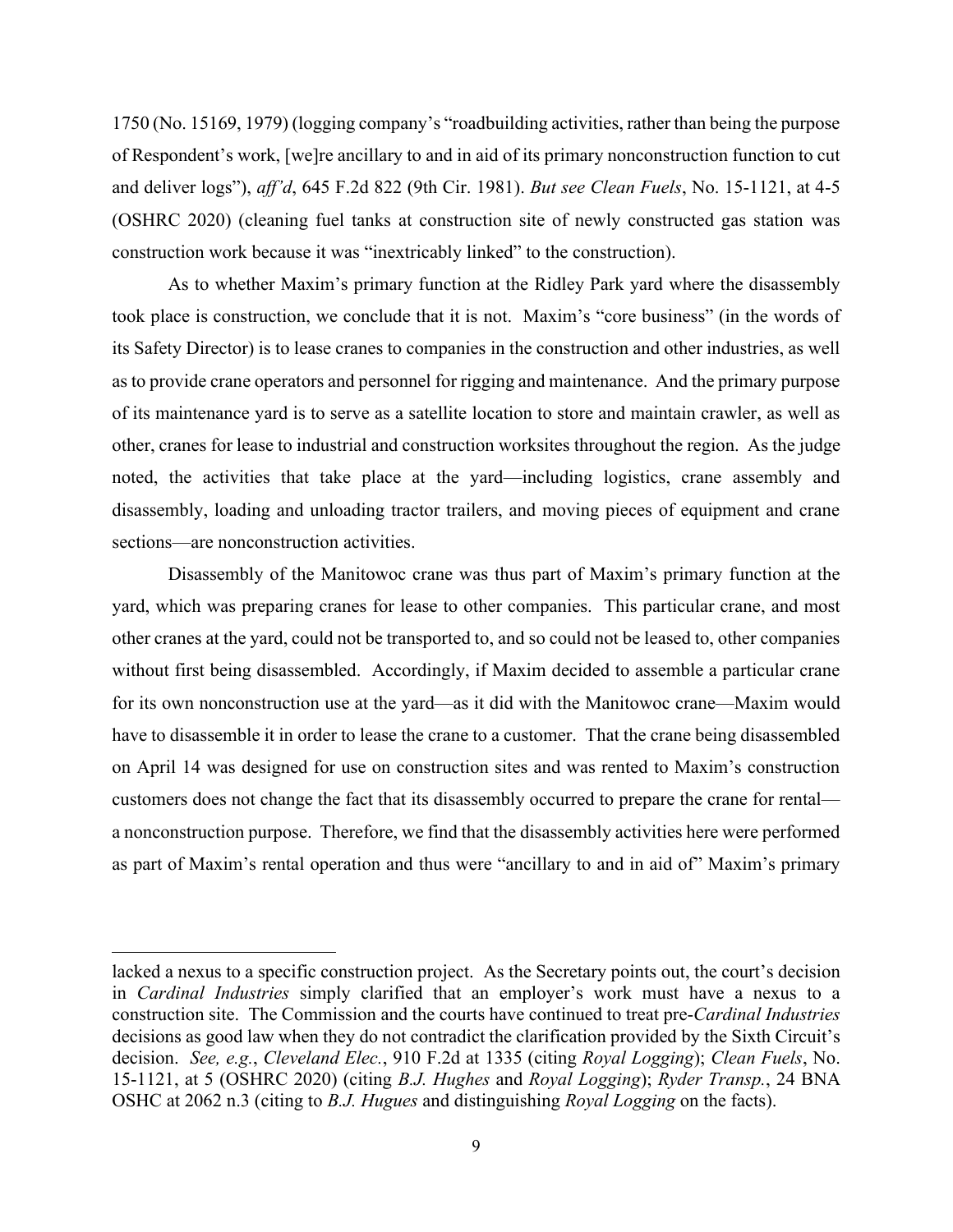1750 (No. 15169, 1979) (logging company's "roadbuilding activities, rather than being the purpose of Respondent's work, [we]re ancillary to and in aid of its primary nonconstruction function to cut and deliver logs"), *aff'd*, 645 F.2d 822 (9th Cir. 1981). *But see Clean Fuels*, No. 15-1121, at 4-5 (OSHRC 2020) (cleaning fuel tanks at construction site of newly constructed gas station was construction work because it was "inextricably linked" to the construction).

As to whether Maxim's primary function at the Ridley Park yard where the disassembly took place is construction, we conclude that it is not. Maxim's "core business" (in the words of its Safety Director) is to lease cranes to companies in the construction and other industries, as well as to provide crane operators and personnel for rigging and maintenance. And the primary purpose of its maintenance yard is to serve as a satellite location to store and maintain crawler, as well as other, cranes for lease to industrial and construction worksites throughout the region. As the judge noted, the activities that take place at the yard—including logistics, crane assembly and disassembly, loading and unloading tractor trailers, and moving pieces of equipment and crane sections—are nonconstruction activities.

Disassembly of the Manitowoc crane was thus part of Maxim's primary function at the yard, which was preparing cranes for lease to other companies. This particular crane, and most other cranes at the yard, could not be transported to, and so could not be leased to, other companies without first being disassembled. Accordingly, if Maxim decided to assemble a particular crane for its own nonconstruction use at the yard—as it did with the Manitowoc crane—Maxim would have to disassemble it in order to lease the crane to a customer. That the crane being disassembled on April 14 was designed for use on construction sites and was rented to Maxim's construction customers does not change the fact that its disassembly occurred to prepare the crane for rental—a nonconstruction purpose. Therefore, we find that the disassembly activities here were performed as part of Maxim's rental operation and thus were "ancillary to and in aid of" Maxim's primary

---

lacked a nexus to a specific construction project. As the Secretary points out, the court's decision in *Cardinal Industries* simply clarified that an employer's work must have a nexus to a construction site. The Commission and the courts have continued to treat pre-*Cardinal Industries* decisions as good law when they do not contradict the clarification provided by the Sixth Circuit's decision. *See, e.g.*, *Cleveland Elec.*, 910 F.2d at 1335 (citing *Royal Logging*); *Clean Fuels*, No. 15-1121, at 5 (OSHRC 2020) (citing *B.J. Hughes* and *Royal Logging*); *Ryder Transp.*, 24 BNA OSHC at 2062 n.3 (citing to *B.J. Hugues* and distinguishing *Royal Logging* on the facts).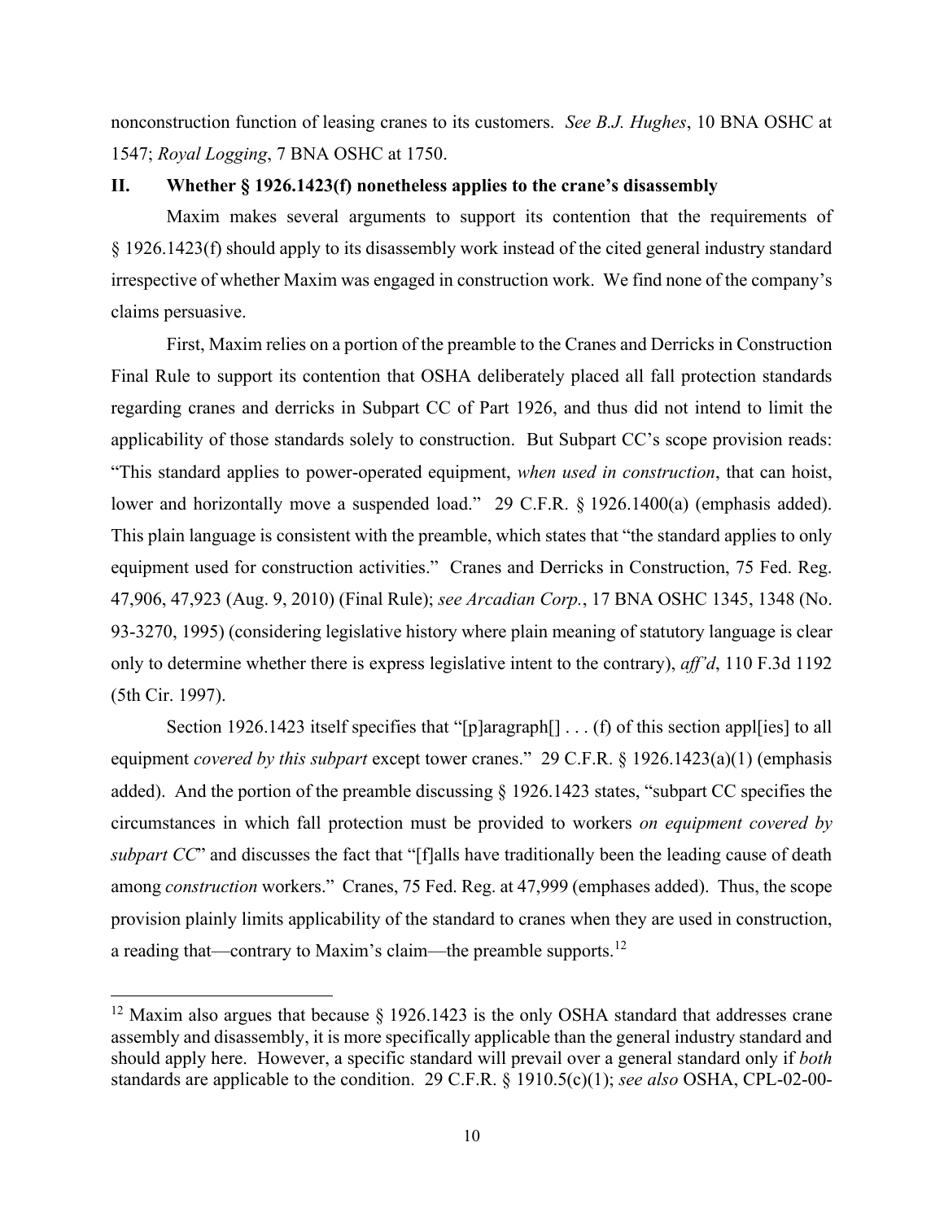nonconstruction function of leasing cranes to its customers. *See B.J. Hughes*, 10 BNA OSHC at 1547; *Royal Logging*, 7 BNA OSHC at 1750.

## II. Whether § 1926.1423(f) nonetheless applies to the crane's disassembly

Maxim makes several arguments to support its contention that the requirements of § 1926.1423(f) should apply to its disassembly work instead of the cited general industry standard irrespective of whether Maxim was engaged in construction work. We find none of the company's claims persuasive.

First, Maxim relies on a portion of the preamble to the Cranes and Derricks in Construction Final Rule to support its contention that OSHA deliberately placed all fall protection standards regarding cranes and derricks in Subpart CC of Part 1926, and thus did not intend to limit the applicability of those standards solely to construction. But Subpart CC's scope provision reads: "This standard applies to power-operated equipment, *when used in construction*, that can hoist, lower and horizontally move a suspended load." 29 C.F.R. § 1926.1400(a) (emphasis added). This plain language is consistent with the preamble, which states that "the standard applies to only equipment used for construction activities." Cranes and Derricks in Construction, 75 Fed. Reg. 47,906, 47,923 (Aug. 9, 2010) (Final Rule); *see Arcadian Corp.*, 17 BNA OSHC 1345, 1348 (No. 93-3270, 1995) (considering legislative history where plain meaning of statutory language is clear only to determine whether there is express legislative intent to the contrary), *aff'd*, 110 F.3d 1192 (5th Cir. 1997).

Section 1926.1423 itself specifies that "[p]aragraph[] . . . (f) of this section appl[ies] to all equipment *covered by this subpart* except tower cranes." 29 C.F.R. § 1926.1423(a)(1) (emphasis added). And the portion of the preamble discussing § 1926.1423 states, "subpart CC specifies the circumstances in which fall protection must be provided to workers *on equipment covered by subpart CC*" and discusses the fact that "[f]alls have traditionally been the leading cause of death among *construction* workers." Cranes, 75 Fed. Reg. at 47,999 (emphases added). Thus, the scope provision plainly limits applicability of the standard to cranes when they are used in construction, a reading that—contrary to Maxim's claim—the preamble supports.[12]

[12] Maxim also argues that because § 1926.1423 is the only OSHA standard that addresses crane assembly and disassembly, it is more specifically applicable than the general industry standard and should apply here. However, a specific standard will prevail over a general standard only if *both* standards are applicable to the condition. 29 C.F.R. § 1910.5(c)(1); *see also* OSHA, CPL-02-00-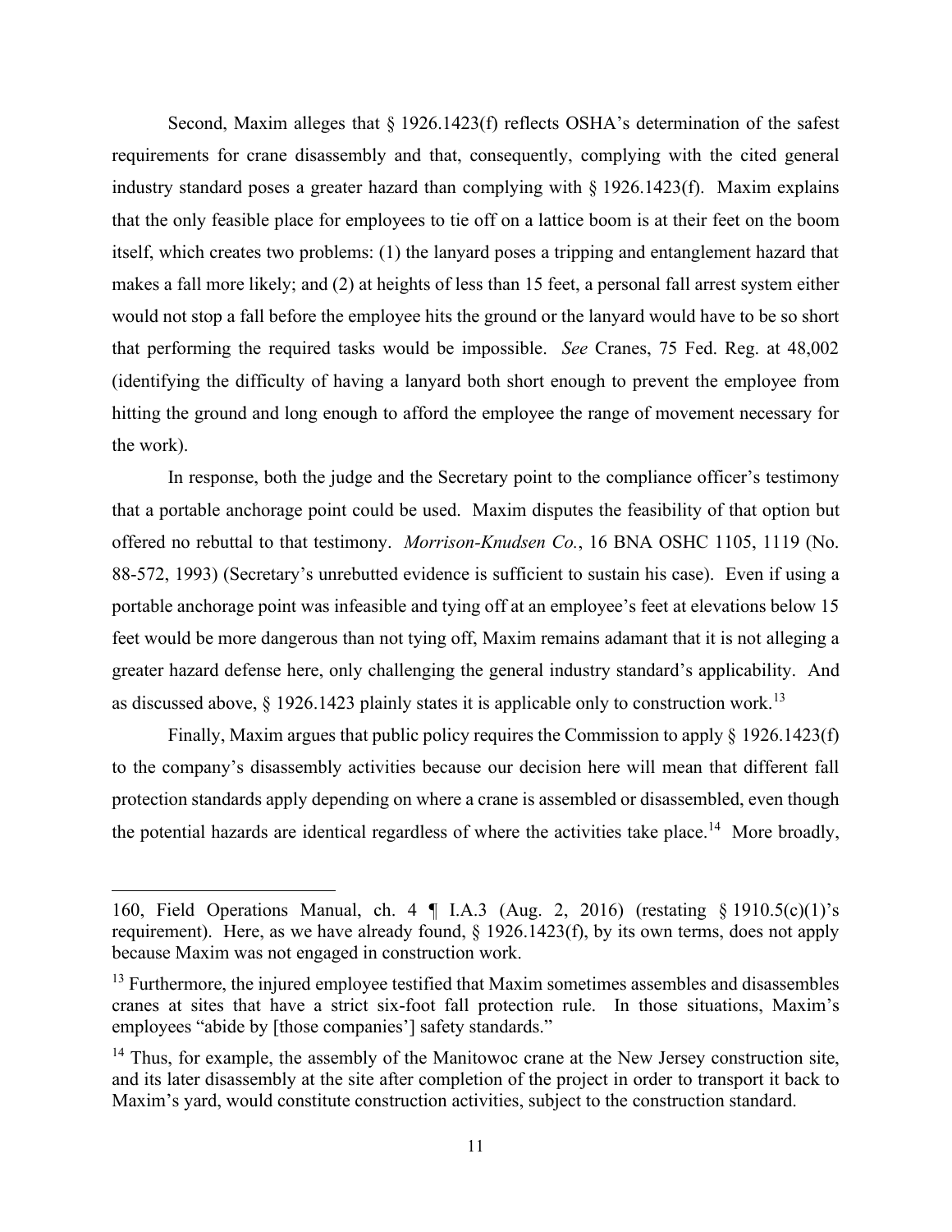Second, Maxim alleges that § 1926.1423(f) reflects OSHA's determination of the safest requirements for crane disassembly and that, consequently, complying with the cited general industry standard poses a greater hazard than complying with § 1926.1423(f). Maxim explains that the only feasible place for employees to tie off on a lattice boom is at their feet on the boom itself, which creates two problems: (1) the lanyard poses a tripping and entanglement hazard that makes a fall more likely; and (2) at heights of less than 15 feet, a personal fall arrest system either would not stop a fall before the employee hits the ground or the lanyard would have to be so short that performing the required tasks would be impossible. *See* Cranes, 75 Fed. Reg. at 48,002 (identifying the difficulty of having a lanyard both short enough to prevent the employee from hitting the ground and long enough to afford the employee the range of movement necessary for the work).

In response, both the judge and the Secretary point to the compliance officer's testimony that a portable anchorage point could be used. Maxim disputes the feasibility of that option but offered no rebuttal to that testimony. *Morrison-Knudsen Co.*, 16 BNA OSHC 1105, 1119 (No. 88-572, 1993) (Secretary's unrebutted evidence is sufficient to sustain his case). Even if using a portable anchorage point was infeasible and tying off at an employee's feet at elevations below 15 feet would be more dangerous than not tying off, Maxim remains adamant that it is not alleging a greater hazard defense here, only challenging the general industry standard's applicability. And as discussed above, § 1926.1423 plainly states it is applicable only to construction work.[13]

Finally, Maxim argues that public policy requires the Commission to apply § 1926.1423(f) to the company's disassembly activities because our decision here will mean that different fall protection standards apply depending on where a crane is assembled or disassembled, even though the potential hazards are identical regardless of where the activities take place.[14] More broadly,

---

160, Field Operations Manual, ch. 4 ¶ I.A.3 (Aug. 2, 2016) (restating § 1910.5(c)(1)'s requirement). Here, as we have already found, § 1926.1423(f), by its own terms, does not apply because Maxim was not engaged in construction work.

[13] Furthermore, the injured employee testified that Maxim sometimes assembles and disassembles cranes at sites that have a strict six-foot fall protection rule. In those situations, Maxim's employees "abide by [those companies'] safety standards."

[14] Thus, for example, the assembly of the Manitowoc crane at the New Jersey construction site, and its later disassembly at the site after completion of the project in order to transport it back to Maxim's yard, would constitute construction activities, subject to the construction standard.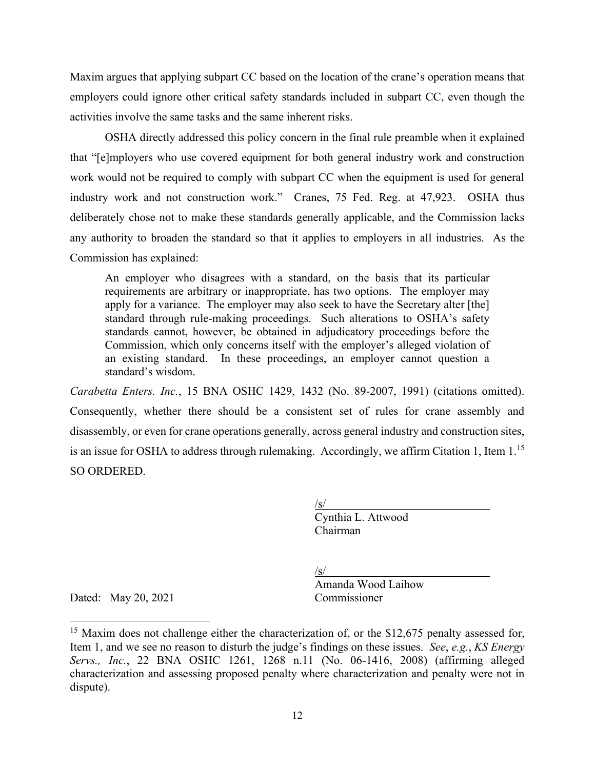Maxim argues that applying subpart CC based on the location of the crane's operation means that employers could ignore other critical safety standards included in subpart CC, even though the activities involve the same tasks and the same inherent risks.

OSHA directly addressed this policy concern in the final rule preamble when it explained that "[e]mployers who use covered equipment for both general industry work and construction work would not be required to comply with subpart CC when the equipment is used for general industry work and not construction work." Cranes, 75 Fed. Reg. at 47,923. OSHA thus deliberately chose not to make these standards generally applicable, and the Commission lacks any authority to broaden the standard so that it applies to employers in all industries. As the Commission has explained:

> An employer who disagrees with a standard, on the basis that its particular requirements are arbitrary or inappropriate, has two options. The employer may apply for a variance. The employer may also seek to have the Secretary alter [the] standard through rule-making proceedings. Such alterations to OSHA's safety standards cannot, however, be obtained in adjudicatory proceedings before the Commission, which only concerns itself with the employer's alleged violation of an existing standard. In these proceedings, an employer cannot question a standard's wisdom.

*Carabetta Enters. Inc.*, 15 BNA OSHC 1429, 1432 (No. 89-2007, 1991) (citations omitted). Consequently, whether there should be a consistent set of rules for crane assembly and disassembly, or even for crane operations generally, across general industry and construction sites, is an issue for OSHA to address through rulemaking. Accordingly, we affirm Citation 1, Item 1.[15]

SO ORDERED.

/s/
Cynthia L. Attwood
Chairman

/s/
Amanda Wood Laihow
Commissioner

Dated: May 20, 2021

---

[15] Maxim does not challenge either the characterization of, or the $12,675 penalty assessed for, Item 1, and we see no reason to disturb the judge's findings on these issues. *See*, *e.g.*, *KS Energy Servs., Inc.*, 22 BNA OSHC 1261, 1268 n.11 (No. 06-1416, 2008) (affirming alleged characterization and assessing proposed penalty where characterization and penalty were not in dispute).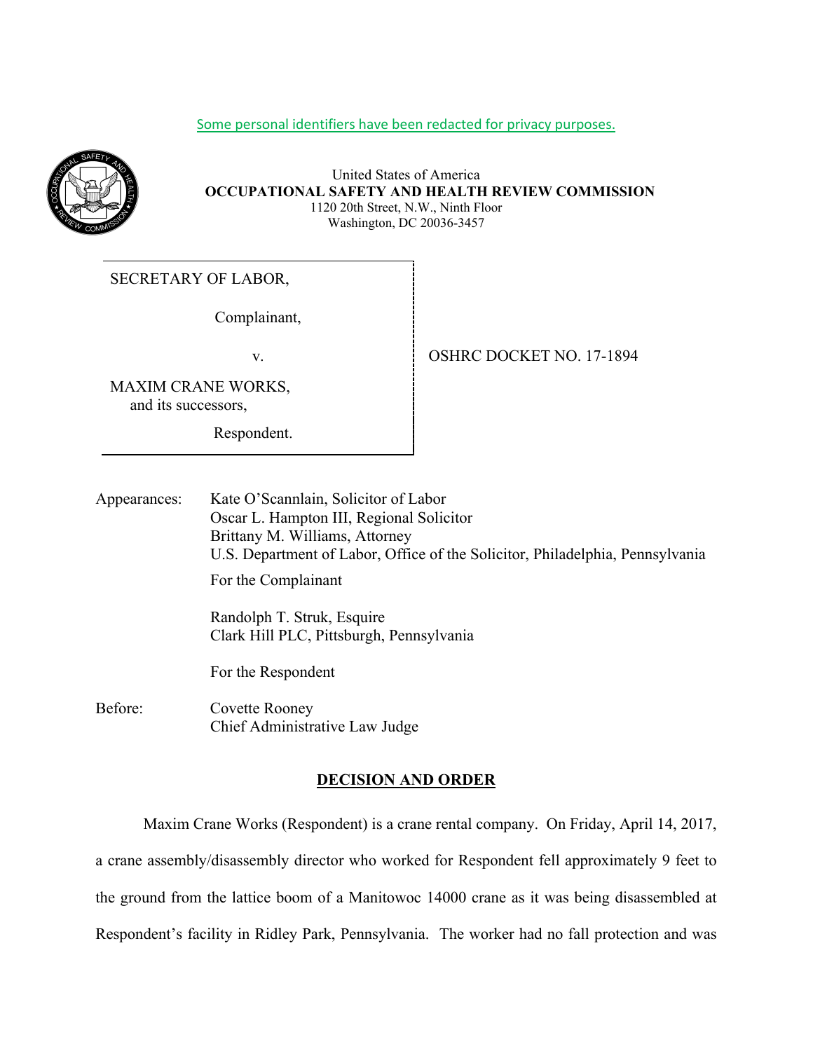Some personal identifiers have been redacted for privacy purposes.

United States of America
**OCCUPATIONAL SAFETY AND HEALTH REVIEW COMMISSION**
1120 20th Street, N.W., Ninth Floor
Washington, DC 20036-3457

| | |
|---|---|
| SECRETARY OF LABOR,<br><br>Complainant,<br><br>v.<br><br>MAXIM CRANE WORKS, and its successors,<br><br>Respondent. | OSHRC DOCKET NO. 17-1894 |

Appearances: Kate O'Scannlain, Solicitor of Labor
Oscar L. Hampton III, Regional Solicitor
Brittany M. Williams, Attorney
U.S. Department of Labor, Office of the Solicitor, Philadelphia, Pennsylvania

For the Complainant

Randolph T. Struk, Esquire
Clark Hill PLC, Pittsburgh, Pennsylvania

For the Respondent

Before: Covette Rooney
Chief Administrative Law Judge

## DECISION AND ORDER

Maxim Crane Works (Respondent) is a crane rental company. On Friday, April 14, 2017, a crane assembly/disassembly director who worked for Respondent fell approximately 9 feet to the ground from the lattice boom of a Manitowoc 14000 crane as it was being disassembled at Respondent's facility in Ridley Park, Pennsylvania. The worker had no fall protection and was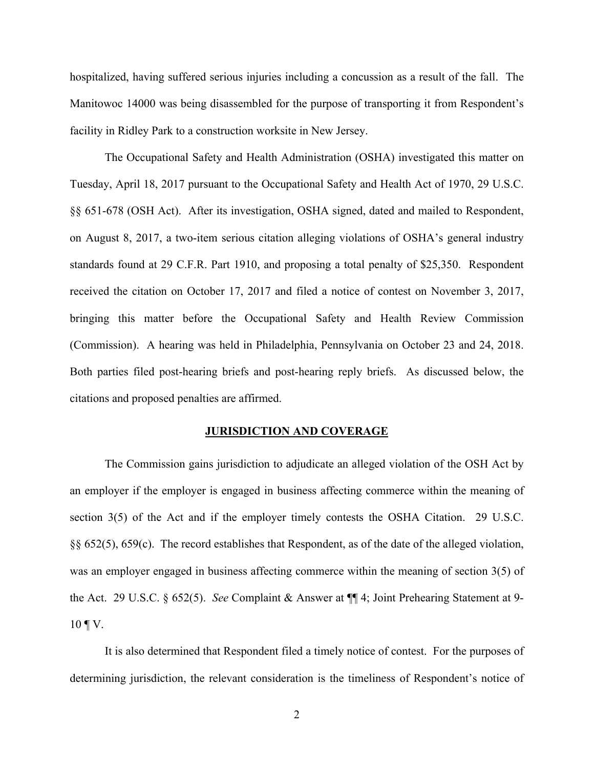hospitalized, having suffered serious injuries including a concussion as a result of the fall. The Manitowoc 14000 was being disassembled for the purpose of transporting it from Respondent's facility in Ridley Park to a construction worksite in New Jersey.

The Occupational Safety and Health Administration (OSHA) investigated this matter on Tuesday, April 18, 2017 pursuant to the Occupational Safety and Health Act of 1970, 29 U.S.C. §§ 651-678 (OSH Act). After its investigation, OSHA signed, dated and mailed to Respondent, on August 8, 2017, a two-item serious citation alleging violations of OSHA's general industry standards found at 29 C.F.R. Part 1910, and proposing a total penalty of $25,350. Respondent received the citation on October 17, 2017 and filed a notice of contest on November 3, 2017, bringing this matter before the Occupational Safety and Health Review Commission (Commission). A hearing was held in Philadelphia, Pennsylvania on October 23 and 24, 2018. Both parties filed post-hearing briefs and post-hearing reply briefs. As discussed below, the citations and proposed penalties are affirmed.

## JURISDICTION AND COVERAGE

The Commission gains jurisdiction to adjudicate an alleged violation of the OSH Act by an employer if the employer is engaged in business affecting commerce within the meaning of section 3(5) of the Act and if the employer timely contests the OSHA Citation. 29 U.S.C. §§ 652(5), 659(c). The record establishes that Respondent, as of the date of the alleged violation, was an employer engaged in business affecting commerce within the meaning of section 3(5) of the Act. 29 U.S.C. § 652(5). *See* Complaint & Answer at ¶¶ 4; Joint Prehearing Statement at 9-10 ¶ V.

It is also determined that Respondent filed a timely notice of contest. For the purposes of determining jurisdiction, the relevant consideration is the timeliness of Respondent's notice of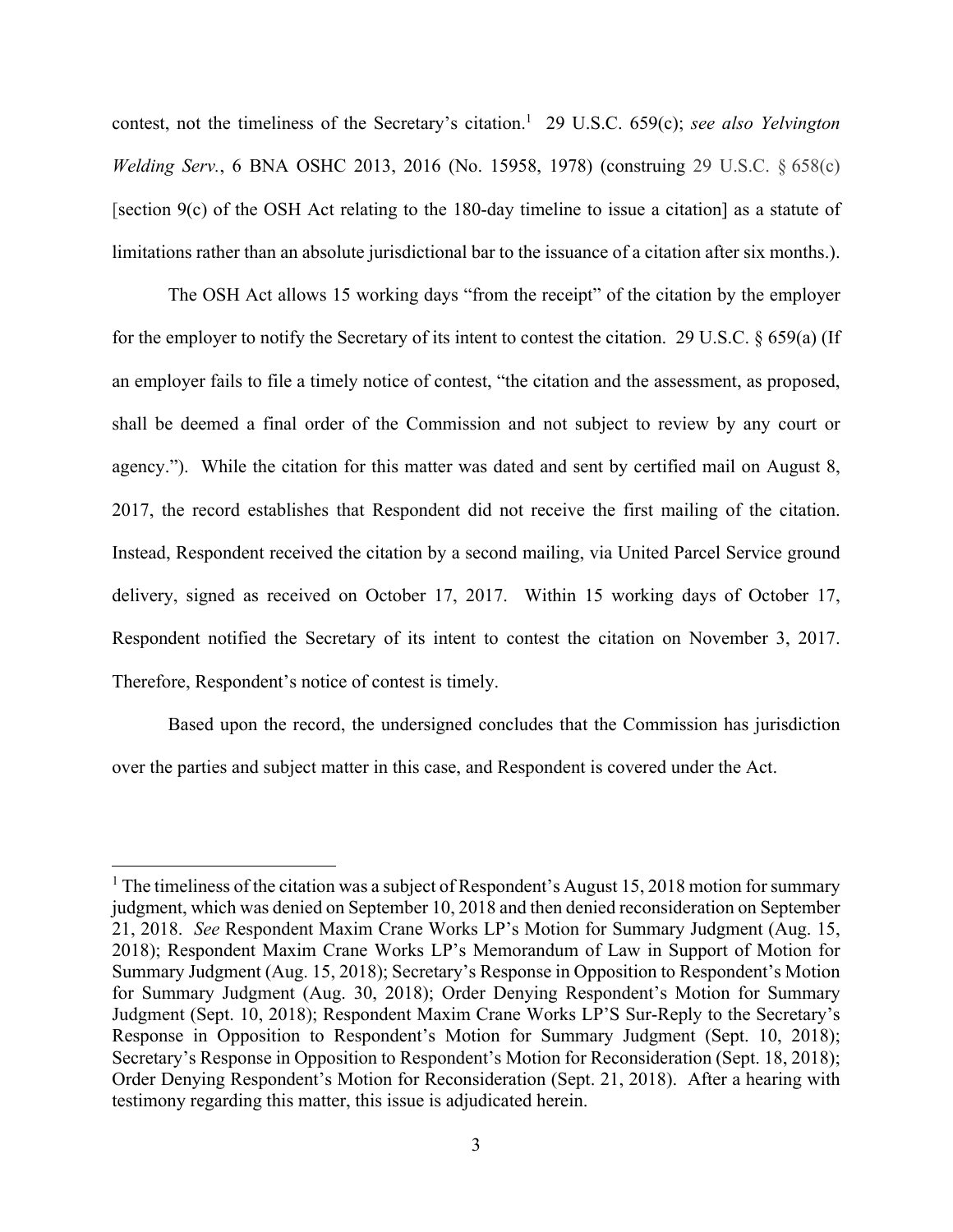contest, not the timeliness of the Secretary's citation.[1] 29 U.S.C. 659(c); *see also Yelvington Welding Serv.*, 6 BNA OSHC 2013, 2016 (No. 15958, 1978) (construing 29 U.S.C. § 658(c) [section 9(c) of the OSH Act relating to the 180-day timeline to issue a citation] as a statute of limitations rather than an absolute jurisdictional bar to the issuance of a citation after six months.).

The OSH Act allows 15 working days "from the receipt" of the citation by the employer for the employer to notify the Secretary of its intent to contest the citation. 29 U.S.C. § 659(a) (If an employer fails to file a timely notice of contest, "the citation and the assessment, as proposed, shall be deemed a final order of the Commission and not subject to review by any court or agency."). While the citation for this matter was dated and sent by certified mail on August 8, 2017, the record establishes that Respondent did not receive the first mailing of the citation. Instead, Respondent received the citation by a second mailing, via United Parcel Service ground delivery, signed as received on October 17, 2017. Within 15 working days of October 17, Respondent notified the Secretary of its intent to contest the citation on November 3, 2017. Therefore, Respondent's notice of contest is timely.

Based upon the record, the undersigned concludes that the Commission has jurisdiction over the parties and subject matter in this case, and Respondent is covered under the Act.

---

[1] The timeliness of the citation was a subject of Respondent's August 15, 2018 motion for summary judgment, which was denied on September 10, 2018 and then denied reconsideration on September 21, 2018. *See* Respondent Maxim Crane Works LP's Motion for Summary Judgment (Aug. 15, 2018); Respondent Maxim Crane Works LP's Memorandum of Law in Support of Motion for Summary Judgment (Aug. 15, 2018); Secretary's Response in Opposition to Respondent's Motion for Summary Judgment (Aug. 30, 2018); Order Denying Respondent's Motion for Summary Judgment (Sept. 10, 2018); Respondent Maxim Crane Works LP'S Sur-Reply to the Secretary's Response in Opposition to Respondent's Motion for Summary Judgment (Sept. 10, 2018); Secretary's Response in Opposition to Respondent's Motion for Reconsideration (Sept. 18, 2018); Order Denying Respondent's Motion for Reconsideration (Sept. 21, 2018). After a hearing with testimony regarding this matter, this issue is adjudicated herein.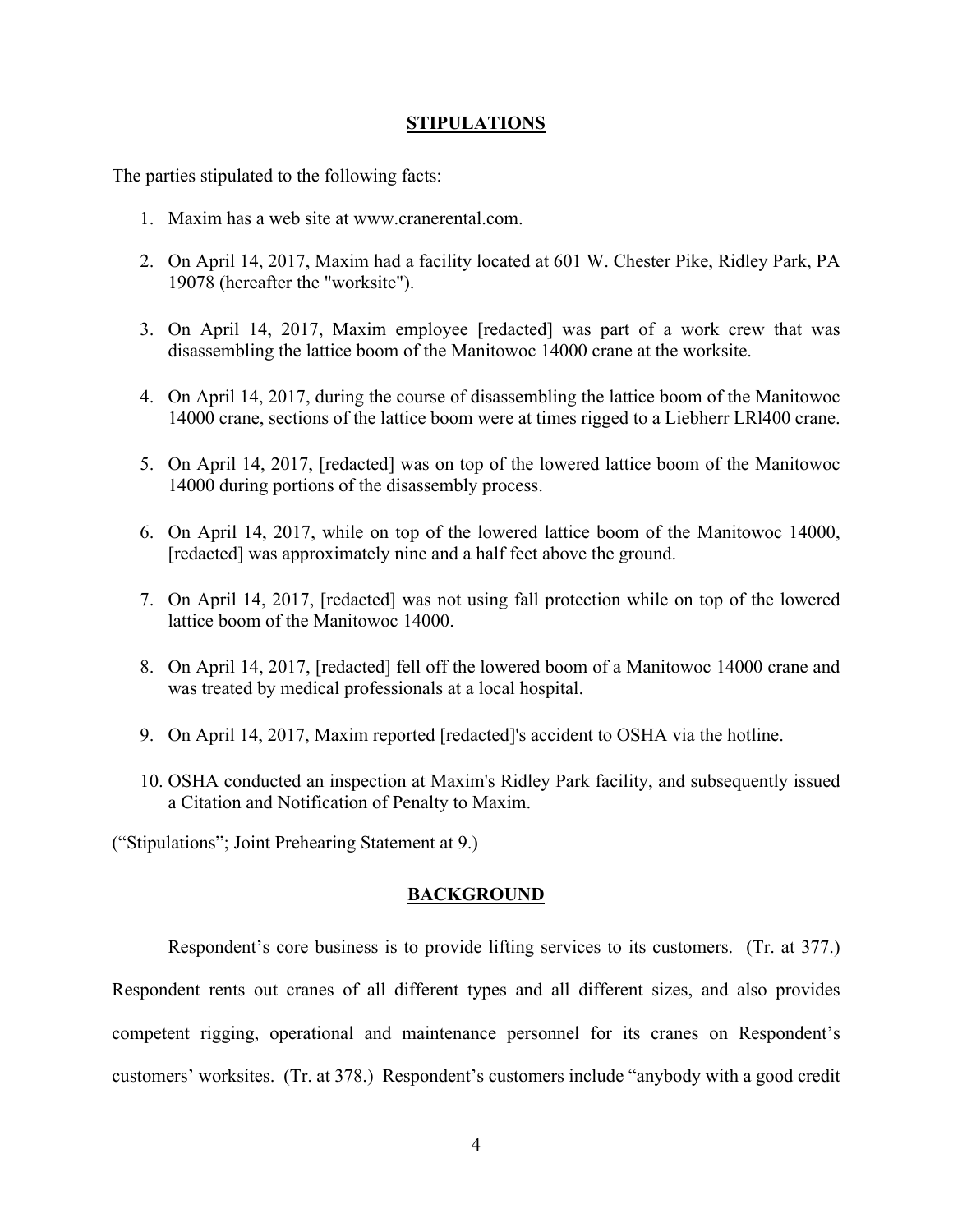## STIPULATIONS

The parties stipulated to the following facts:

1. Maxim has a web site at www.cranerental.com.
2. On April 14, 2017, Maxim had a facility located at 601 W. Chester Pike, Ridley Park, PA 19078 (hereafter the "worksite").
3. On April 14, 2017, Maxim employee [redacted] was part of a work crew that was disassembling the lattice boom of the Manitowoc 14000 crane at the worksite.
4. On April 14, 2017, during the course of disassembling the lattice boom of the Manitowoc 14000 crane, sections of the lattice boom were at times rigged to a Liebherr LRl400 crane.
5. On April 14, 2017, [redacted] was on top of the lowered lattice boom of the Manitowoc 14000 during portions of the disassembly process.
6. On April 14, 2017, while on top of the lowered lattice boom of the Manitowoc 14000, [redacted] was approximately nine and a half feet above the ground.
7. On April 14, 2017, [redacted] was not using fall protection while on top of the lowered lattice boom of the Manitowoc 14000.
8. On April 14, 2017, [redacted] fell off the lowered boom of a Manitowoc 14000 crane and was treated by medical professionals at a local hospital.
9. On April 14, 2017, Maxim reported [redacted]'s accident to OSHA via the hotline.
10. OSHA conducted an inspection at Maxim's Ridley Park facility, and subsequently issued a Citation and Notification of Penalty to Maxim.

("Stipulations"; Joint Prehearing Statement at 9.)

## BACKGROUND

Respondent's core business is to provide lifting services to its customers. (Tr. at 377.) Respondent rents out cranes of all different types and all different sizes, and also provides competent rigging, operational and maintenance personnel for its cranes on Respondent's customers' worksites. (Tr. at 378.) Respondent's customers include "anybody with a good credit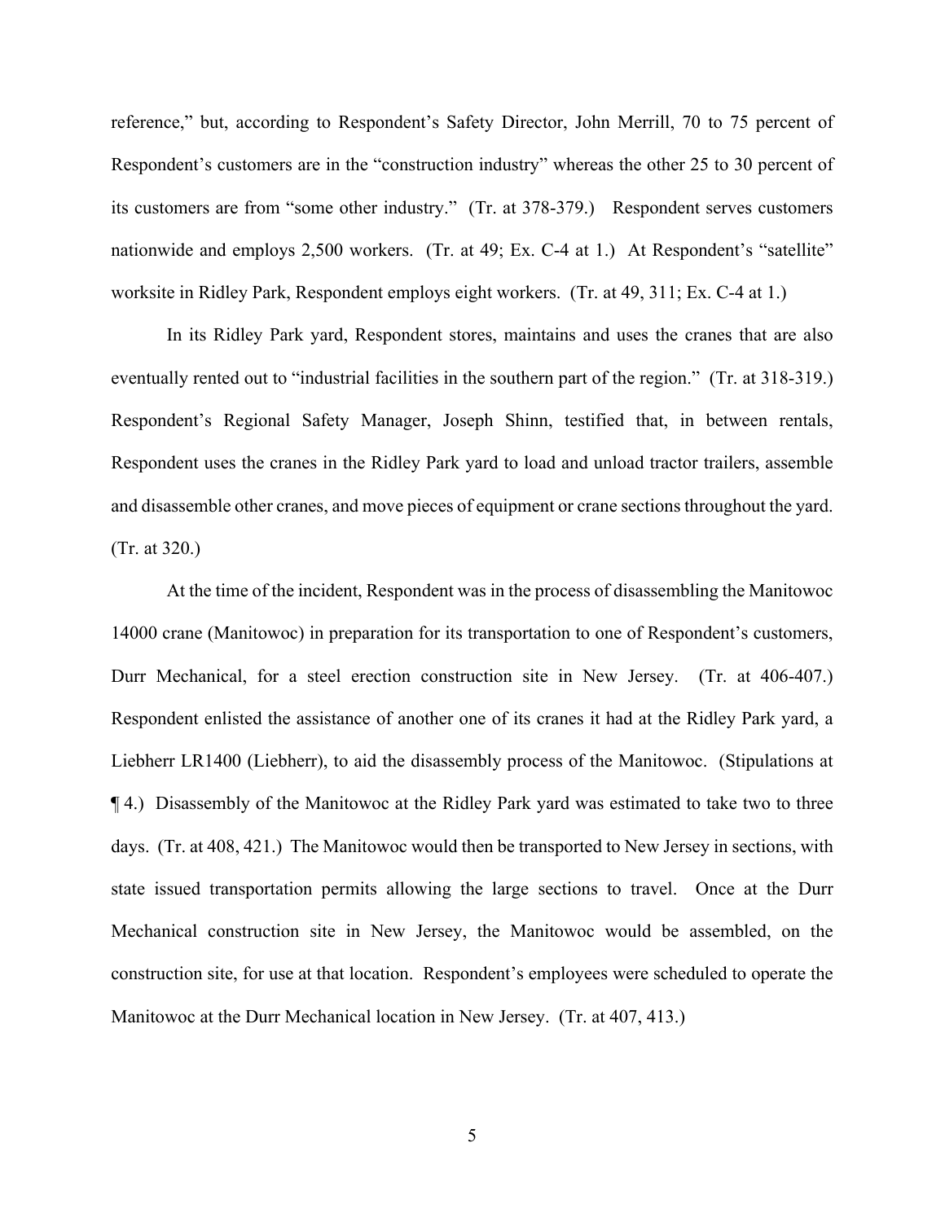reference," but, according to Respondent's Safety Director, John Merrill, 70 to 75 percent of Respondent's customers are in the "construction industry" whereas the other 25 to 30 percent of its customers are from "some other industry." (Tr. at 378-379.) Respondent serves customers nationwide and employs 2,500 workers. (Tr. at 49; Ex. C-4 at 1.) At Respondent's "satellite" worksite in Ridley Park, Respondent employs eight workers. (Tr. at 49, 311; Ex. C-4 at 1.)

In its Ridley Park yard, Respondent stores, maintains and uses the cranes that are also eventually rented out to "industrial facilities in the southern part of the region." (Tr. at 318-319.) Respondent's Regional Safety Manager, Joseph Shinn, testified that, in between rentals, Respondent uses the cranes in the Ridley Park yard to load and unload tractor trailers, assemble and disassemble other cranes, and move pieces of equipment or crane sections throughout the yard. (Tr. at 320.)

At the time of the incident, Respondent was in the process of disassembling the Manitowoc 14000 crane (Manitowoc) in preparation for its transportation to one of Respondent's customers, Durr Mechanical, for a steel erection construction site in New Jersey. (Tr. at 406-407.) Respondent enlisted the assistance of another one of its cranes it had at the Ridley Park yard, a Liebherr LR1400 (Liebherr), to aid the disassembly process of the Manitowoc. (Stipulations at ¶ 4.) Disassembly of the Manitowoc at the Ridley Park yard was estimated to take two to three days. (Tr. at 408, 421.) The Manitowoc would then be transported to New Jersey in sections, with state issued transportation permits allowing the large sections to travel. Once at the Durr Mechanical construction site in New Jersey, the Manitowoc would be assembled, on the construction site, for use at that location. Respondent's employees were scheduled to operate the Manitowoc at the Durr Mechanical location in New Jersey. (Tr. at 407, 413.)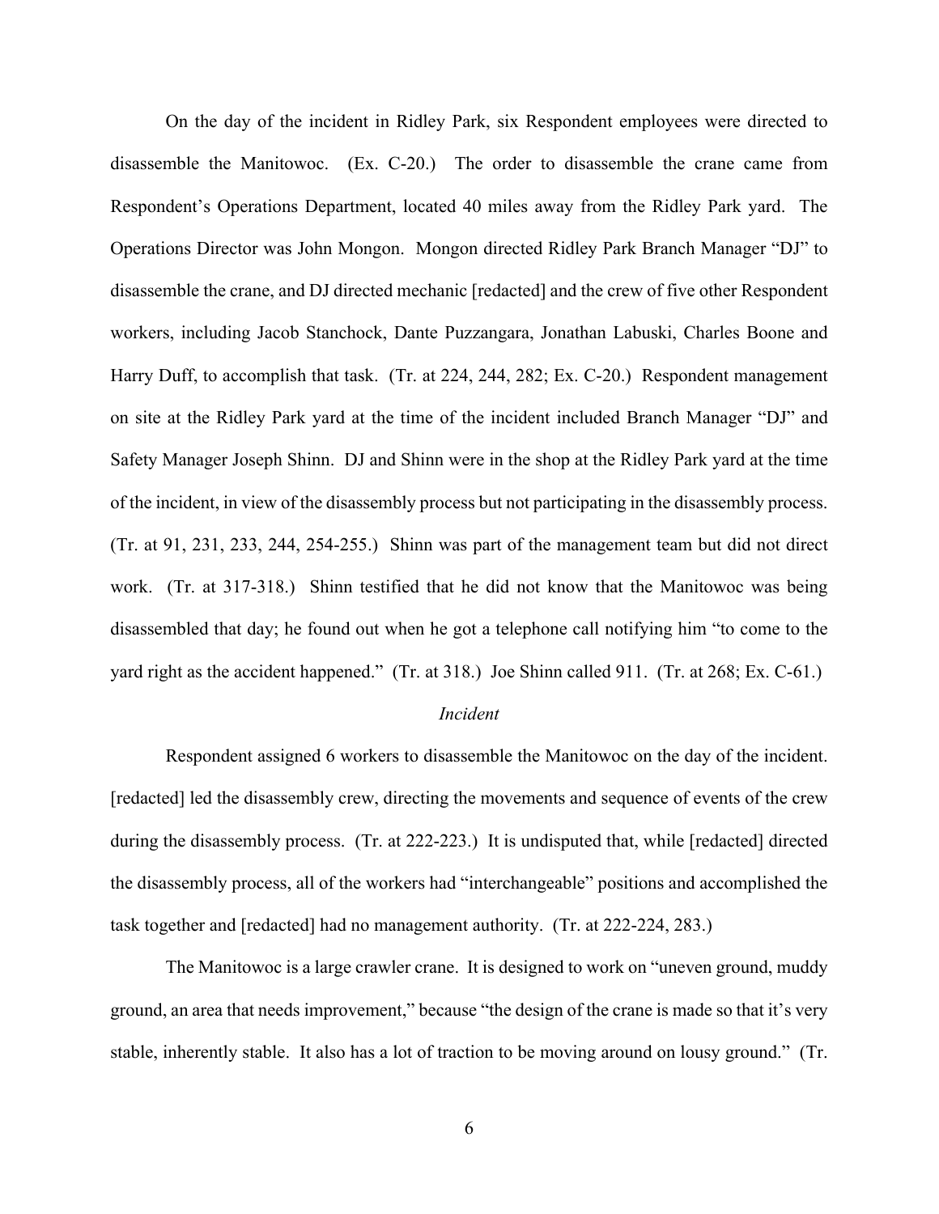On the day of the incident in Ridley Park, six Respondent employees were directed to disassemble the Manitowoc. (Ex. C-20.) The order to disassemble the crane came from Respondent's Operations Department, located 40 miles away from the Ridley Park yard. The Operations Director was John Mongon. Mongon directed Ridley Park Branch Manager "DJ" to disassemble the crane, and DJ directed mechanic [redacted] and the crew of five other Respondent workers, including Jacob Stanchock, Dante Puzzangara, Jonathan Labuski, Charles Boone and Harry Duff, to accomplish that task. (Tr. at 224, 244, 282; Ex. C-20.) Respondent management on site at the Ridley Park yard at the time of the incident included Branch Manager "DJ" and Safety Manager Joseph Shinn. DJ and Shinn were in the shop at the Ridley Park yard at the time of the incident, in view of the disassembly process but not participating in the disassembly process. (Tr. at 91, 231, 233, 244, 254-255.) Shinn was part of the management team but did not direct work. (Tr. at 317-318.) Shinn testified that he did not know that the Manitowoc was being disassembled that day; he found out when he got a telephone call notifying him "to come to the yard right as the accident happened." (Tr. at 318.) Joe Shinn called 911. (Tr. at 268; Ex. C-61.)

*Incident*

Respondent assigned 6 workers to disassemble the Manitowoc on the day of the incident. [redacted] led the disassembly crew, directing the movements and sequence of events of the crew during the disassembly process. (Tr. at 222-223.) It is undisputed that, while [redacted] directed the disassembly process, all of the workers had "interchangeable" positions and accomplished the task together and [redacted] had no management authority. (Tr. at 222-224, 283.)

The Manitowoc is a large crawler crane. It is designed to work on "uneven ground, muddy ground, an area that needs improvement," because "the design of the crane is made so that it's very stable, inherently stable. It also has a lot of traction to be moving around on lousy ground." (Tr.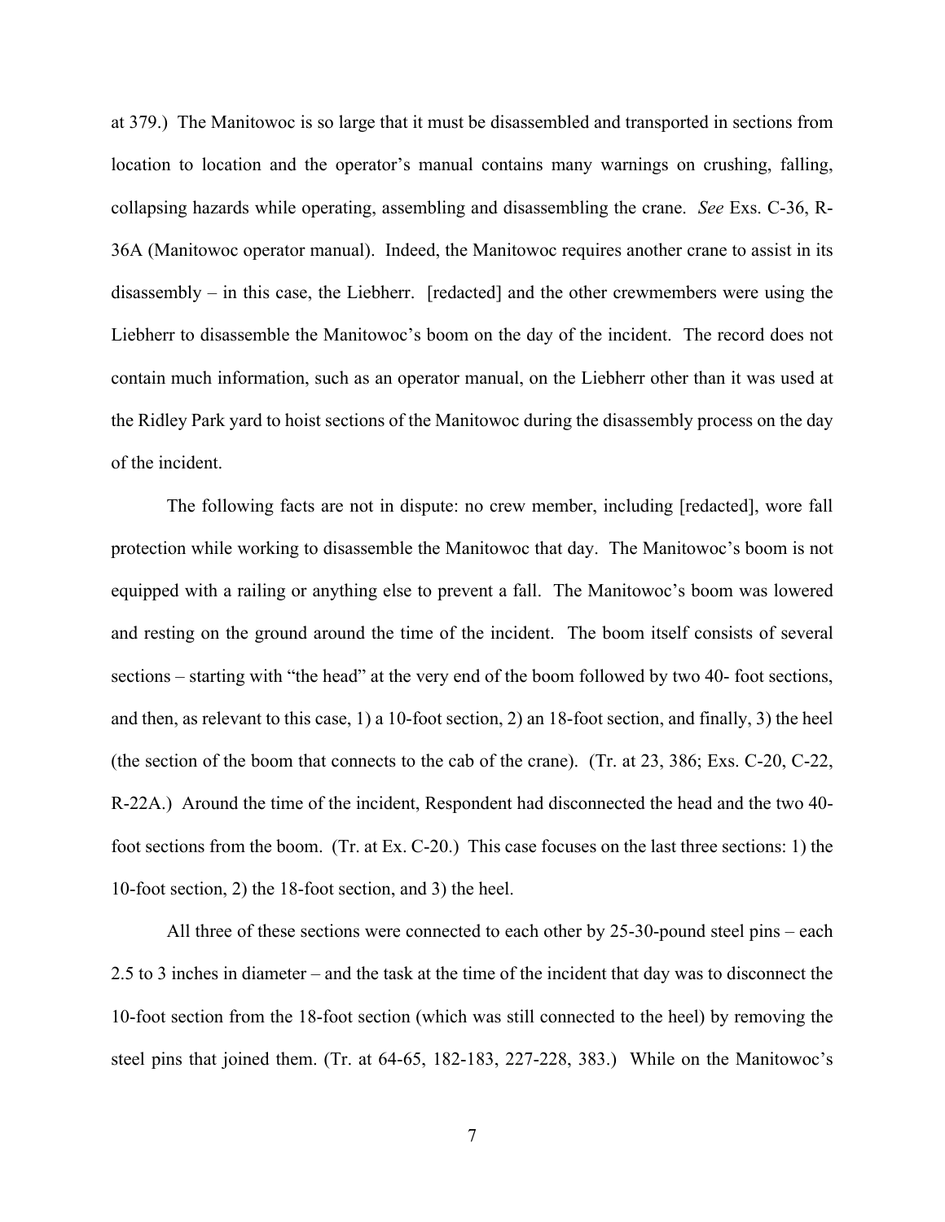at 379.) The Manitowoc is so large that it must be disassembled and transported in sections from location to location and the operator's manual contains many warnings on crushing, falling, collapsing hazards while operating, assembling and disassembling the crane. *See* Exs. C-36, R-36A (Manitowoc operator manual). Indeed, the Manitowoc requires another crane to assist in its disassembly – in this case, the Liebherr. [redacted] and the other crewmembers were using the Liebherr to disassemble the Manitowoc's boom on the day of the incident. The record does not contain much information, such as an operator manual, on the Liebherr other than it was used at the Ridley Park yard to hoist sections of the Manitowoc during the disassembly process on the day of the incident.

The following facts are not in dispute: no crew member, including [redacted], wore fall protection while working to disassemble the Manitowoc that day. The Manitowoc's boom is not equipped with a railing or anything else to prevent a fall. The Manitowoc's boom was lowered and resting on the ground around the time of the incident. The boom itself consists of several sections – starting with "the head" at the very end of the boom followed by two 40- foot sections, and then, as relevant to this case, 1) a 10-foot section, 2) an 18-foot section, and finally, 3) the heel (the section of the boom that connects to the cab of the crane). (Tr. at 23, 386; Exs. C-20, C-22, R-22A.) Around the time of the incident, Respondent had disconnected the head and the two 40-foot sections from the boom. (Tr. at Ex. C-20.) This case focuses on the last three sections: 1) the 10-foot section, 2) the 18-foot section, and 3) the heel.

All three of these sections were connected to each other by 25-30-pound steel pins – each 2.5 to 3 inches in diameter – and the task at the time of the incident that day was to disconnect the 10-foot section from the 18-foot section (which was still connected to the heel) by removing the steel pins that joined them. (Tr. at 64-65, 182-183, 227-228, 383.) While on the Manitowoc's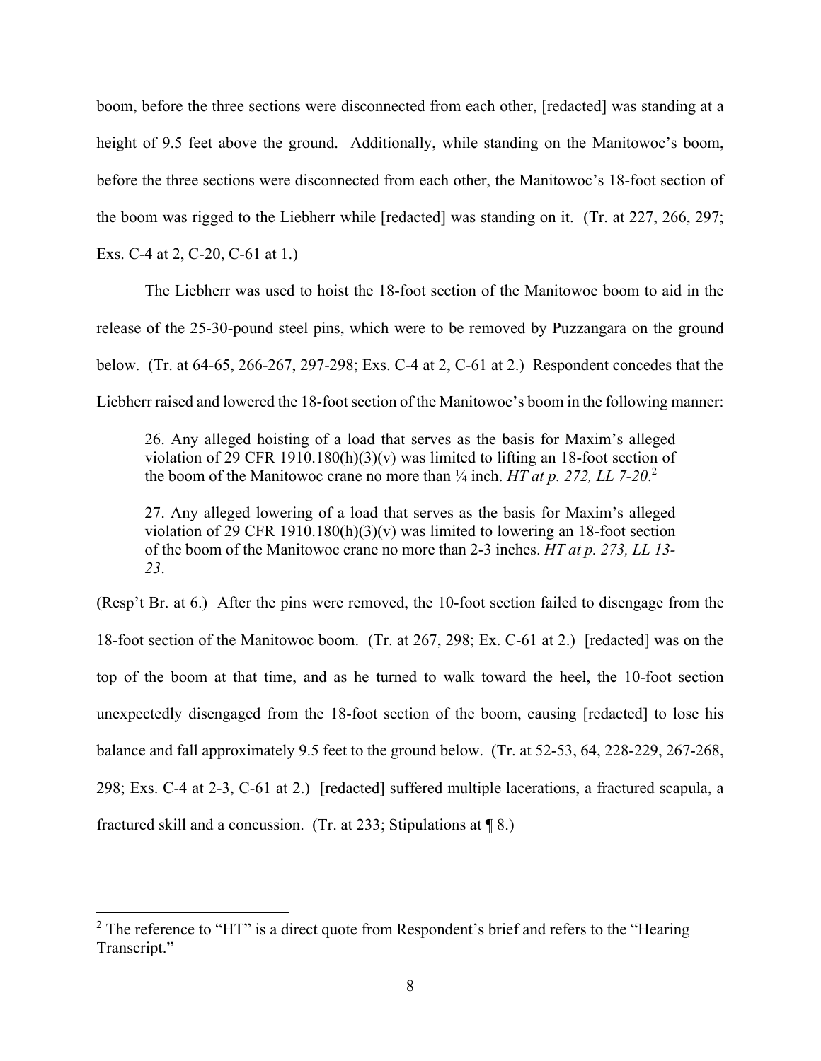boom, before the three sections were disconnected from each other, [redacted] was standing at a height of 9.5 feet above the ground. Additionally, while standing on the Manitowoc's boom, before the three sections were disconnected from each other, the Manitowoc's 18-foot section of the boom was rigged to the Liebherr while [redacted] was standing on it. (Tr. at 227, 266, 297; Exs. C-4 at 2, C-20, C-61 at 1.)

The Liebherr was used to hoist the 18-foot section of the Manitowoc boom to aid in the release of the 25-30-pound steel pins, which were to be removed by Puzzangara on the ground below. (Tr. at 64-65, 266-267, 297-298; Exs. C-4 at 2, C-61 at 2.) Respondent concedes that the Liebherr raised and lowered the 18-foot section of the Manitowoc's boom in the following manner:

> 26. Any alleged hoisting of a load that serves as the basis for Maxim's alleged violation of 29 CFR 1910.180(h)(3)(v) was limited to lifting an 18-foot section of the boom of the Manitowoc crane no more than ¼ inch. *HT at p. 272, LL 7-20*.[2]
>
> 27. Any alleged lowering of a load that serves as the basis for Maxim's alleged violation of 29 CFR 1910.180(h)(3)(v) was limited to lowering an 18-foot section of the boom of the Manitowoc crane no more than 2-3 inches. *HT at p. 273, LL 13-23*.

(Resp't Br. at 6.) After the pins were removed, the 10-foot section failed to disengage from the 18-foot section of the Manitowoc boom. (Tr. at 267, 298; Ex. C-61 at 2.) [redacted] was on the top of the boom at that time, and as he turned to walk toward the heel, the 10-foot section unexpectedly disengaged from the 18-foot section of the boom, causing [redacted] to lose his balance and fall approximately 9.5 feet to the ground below. (Tr. at 52-53, 64, 228-229, 267-268, 298; Exs. C-4 at 2-3, C-61 at 2.) [redacted] suffered multiple lacerations, a fractured scapula, a fractured skill and a concussion. (Tr. at 233; Stipulations at ¶ 8.)

---

[2] The reference to "HT" is a direct quote from Respondent's brief and refers to the "Hearing Transcript."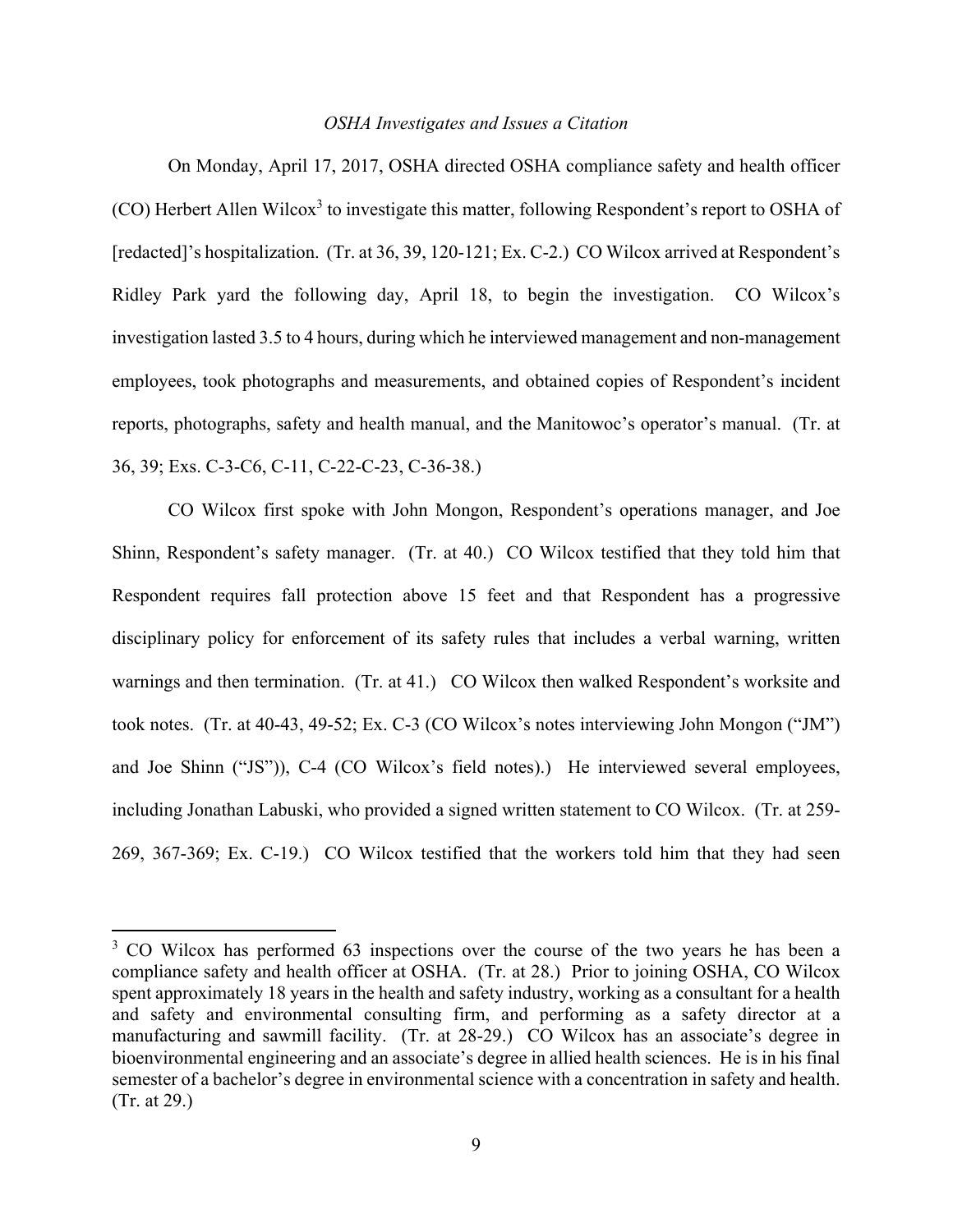*OSHA Investigates and Issues a Citation*

On Monday, April 17, 2017, OSHA directed OSHA compliance safety and health officer (CO) Herbert Allen Wilcox[3] to investigate this matter, following Respondent's report to OSHA of [redacted]'s hospitalization. (Tr. at 36, 39, 120-121; Ex. C-2.) CO Wilcox arrived at Respondent's Ridley Park yard the following day, April 18, to begin the investigation. CO Wilcox's investigation lasted 3.5 to 4 hours, during which he interviewed management and non-management employees, took photographs and measurements, and obtained copies of Respondent's incident reports, photographs, safety and health manual, and the Manitowoc's operator's manual. (Tr. at 36, 39; Exs. C-3-C6, C-11, C-22-C-23, C-36-38.)

CO Wilcox first spoke with John Mongon, Respondent's operations manager, and Joe Shinn, Respondent's safety manager. (Tr. at 40.) CO Wilcox testified that they told him that Respondent requires fall protection above 15 feet and that Respondent has a progressive disciplinary policy for enforcement of its safety rules that includes a verbal warning, written warnings and then termination. (Tr. at 41.) CO Wilcox then walked Respondent's worksite and took notes. (Tr. at 40-43, 49-52; Ex. C-3 (CO Wilcox's notes interviewing John Mongon ("JM") and Joe Shinn ("JS")), C-4 (CO Wilcox's field notes).) He interviewed several employees, including Jonathan Labuski, who provided a signed written statement to CO Wilcox. (Tr. at 259-269, 367-369; Ex. C-19.) CO Wilcox testified that the workers told him that they had seen

[3] CO Wilcox has performed 63 inspections over the course of the two years he has been a compliance safety and health officer at OSHA. (Tr. at 28.) Prior to joining OSHA, CO Wilcox spent approximately 18 years in the health and safety industry, working as a consultant for a health and safety and environmental consulting firm, and performing as a safety director at a manufacturing and sawmill facility. (Tr. at 28-29.) CO Wilcox has an associate's degree in bioenvironmental engineering and an associate's degree in allied health sciences. He is in his final semester of a bachelor's degree in environmental science with a concentration in safety and health. (Tr. at 29.)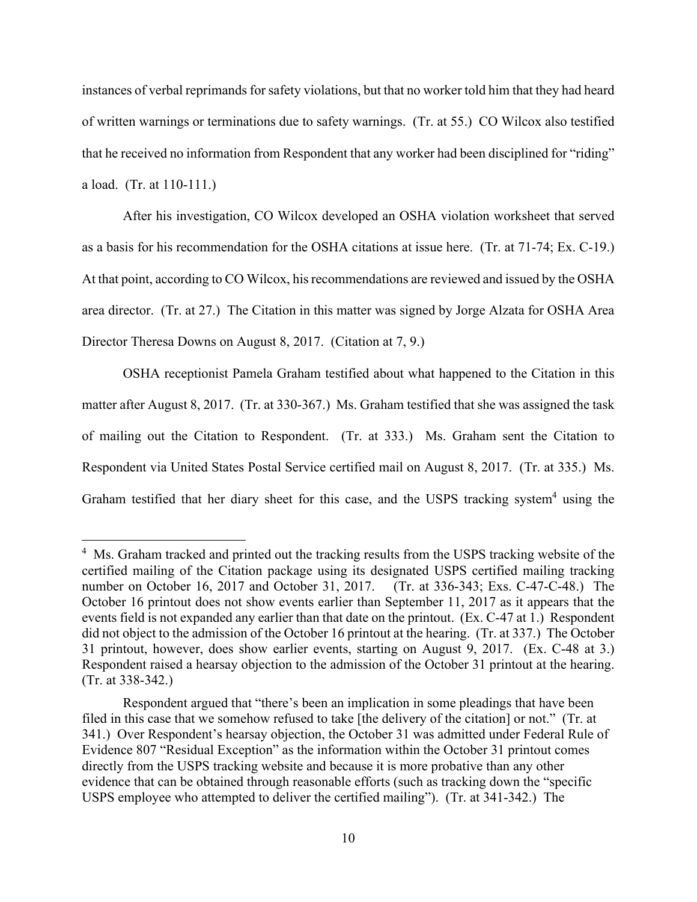instances of verbal reprimands for safety violations, but that no worker told him that they had heard of written warnings or terminations due to safety warnings. (Tr. at 55.) CO Wilcox also testified that he received no information from Respondent that any worker had been disciplined for "riding" a load. (Tr. at 110-111.)

After his investigation, CO Wilcox developed an OSHA violation worksheet that served as a basis for his recommendation for the OSHA citations at issue here. (Tr. at 71-74; Ex. C-19.) At that point, according to CO Wilcox, his recommendations are reviewed and issued by the OSHA area director. (Tr. at 27.) The Citation in this matter was signed by Jorge Alzata for OSHA Area Director Theresa Downs on August 8, 2017. (Citation at 7, 9.)

OSHA receptionist Pamela Graham testified about what happened to the Citation in this matter after August 8, 2017. (Tr. at 330-367.) Ms. Graham testified that she was assigned the task of mailing out the Citation to Respondent. (Tr. at 333.) Ms. Graham sent the Citation to Respondent via United States Postal Service certified mail on August 8, 2017. (Tr. at 335.) Ms. Graham testified that her diary sheet for this case, and the USPS tracking system[4] using the

---

[4] Ms. Graham tracked and printed out the tracking results from the USPS tracking website of the certified mailing of the Citation package using its designated USPS certified mailing tracking number on October 16, 2017 and October 31, 2017. (Tr. at 336-343; Exs. C-47-C-48.) The October 16 printout does not show events earlier than September 11, 2017 as it appears that the events field is not expanded any earlier than that date on the printout. (Ex. C-47 at 1.) Respondent did not object to the admission of the October 16 printout at the hearing. (Tr. at 337.) The October 31 printout, however, does show earlier events, starting on August 9, 2017. (Ex. C-48 at 3.) Respondent raised a hearsay objection to the admission of the October 31 printout at the hearing. (Tr. at 338-342.)

Respondent argued that "there's been an implication in some pleadings that have been filed in this case that we somehow refused to take [the delivery of the citation] or not." (Tr. at 341.) Over Respondent's hearsay objection, the October 31 was admitted under Federal Rule of Evidence 807 "Residual Exception" as the information within the October 31 printout comes directly from the USPS tracking website and because it is more probative than any other evidence that can be obtained through reasonable efforts (such as tracking down the "specific USPS employee who attempted to deliver the certified mailing"). (Tr. at 341-342.) The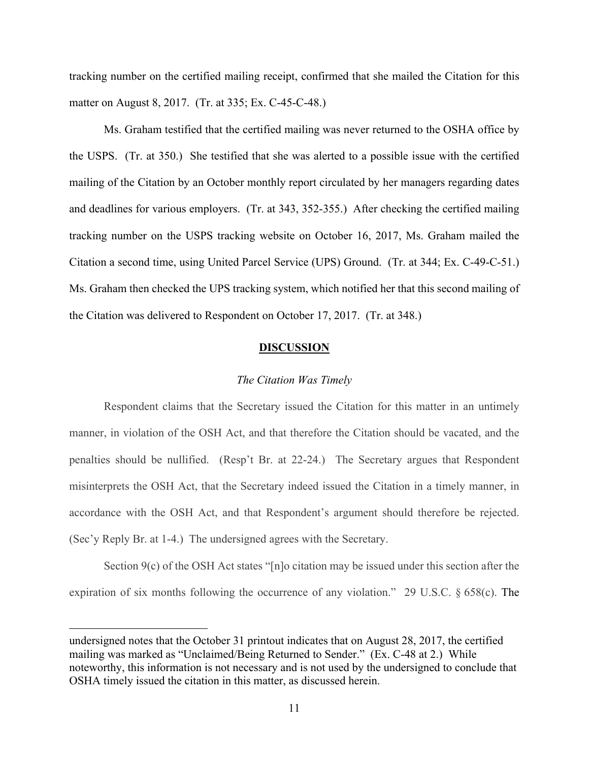tracking number on the certified mailing receipt, confirmed that she mailed the Citation for this matter on August 8, 2017. (Tr. at 335; Ex. C-45-C-48.)

Ms. Graham testified that the certified mailing was never returned to the OSHA office by the USPS. (Tr. at 350.) She testified that she was alerted to a possible issue with the certified mailing of the Citation by an October monthly report circulated by her managers regarding dates and deadlines for various employers. (Tr. at 343, 352-355.) After checking the certified mailing tracking number on the USPS tracking website on October 16, 2017, Ms. Graham mailed the Citation a second time, using United Parcel Service (UPS) Ground. (Tr. at 344; Ex. C-49-C-51.) Ms. Graham then checked the UPS tracking system, which notified her that this second mailing of the Citation was delivered to Respondent on October 17, 2017. (Tr. at 348.)

## DISCUSSION

### *The Citation Was Timely*

Respondent claims that the Secretary issued the Citation for this matter in an untimely manner, in violation of the OSH Act, and that therefore the Citation should be vacated, and the penalties should be nullified. (Resp't Br. at 22-24.) The Secretary argues that Respondent misinterprets the OSH Act, that the Secretary indeed issued the Citation in a timely manner, in accordance with the OSH Act, and that Respondent's argument should therefore be rejected. (Sec'y Reply Br. at 1-4.) The undersigned agrees with the Secretary.

Section 9(c) of the OSH Act states "[n]o citation may be issued under this section after the expiration of six months following the occurrence of any violation." 29 U.S.C. § 658(c). The

---

undersigned notes that the October 31 printout indicates that on August 28, 2017, the certified mailing was marked as "Unclaimed/Being Returned to Sender." (Ex. C-48 at 2.) While noteworthy, this information is not necessary and is not used by the undersigned to conclude that OSHA timely issued the citation in this matter, as discussed herein.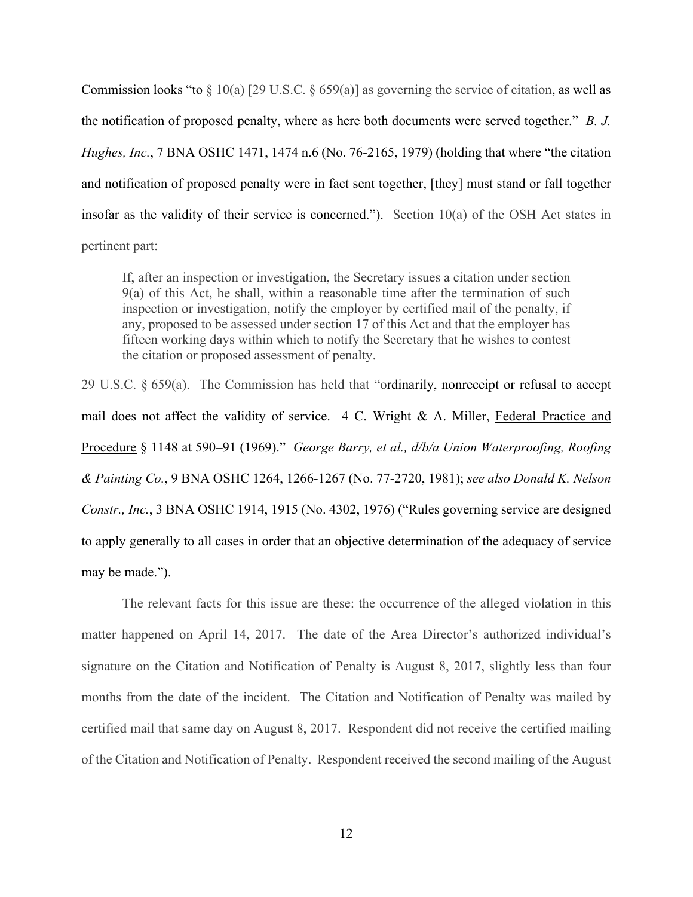Commission looks "to § 10(a) [29 U.S.C. § 659(a)] as governing the service of citation, as well as the notification of proposed penalty, where as here both documents were served together." *B. J. Hughes, Inc.*, 7 BNA OSHC 1471, 1474 n.6 (No. 76-2165, 1979) (holding that where "the citation and notification of proposed penalty were in fact sent together, [they] must stand or fall together insofar as the validity of their service is concerned."). Section 10(a) of the OSH Act states in pertinent part:

> If, after an inspection or investigation, the Secretary issues a citation under section 9(a) of this Act, he shall, within a reasonable time after the termination of such inspection or investigation, notify the employer by certified mail of the penalty, if any, proposed to be assessed under section 17 of this Act and that the employer has fifteen working days within which to notify the Secretary that he wishes to contest the citation or proposed assessment of penalty.

29 U.S.C. § 659(a). The Commission has held that "ordinarily, nonreceipt or refusal to accept mail does not affect the validity of service. 4 C. Wright & A. Miller, Federal Practice and Procedure § 1148 at 590–91 (1969)." *George Barry, et al., d/b/a Union Waterproofing, Roofing & Painting Co.*, 9 BNA OSHC 1264, 1266-1267 (No. 77-2720, 1981); *see also Donald K. Nelson Constr., Inc.*, 3 BNA OSHC 1914, 1915 (No. 4302, 1976) ("Rules governing service are designed to apply generally to all cases in order that an objective determination of the adequacy of service may be made.").

The relevant facts for this issue are these: the occurrence of the alleged violation in this matter happened on April 14, 2017. The date of the Area Director's authorized individual's signature on the Citation and Notification of Penalty is August 8, 2017, slightly less than four months from the date of the incident. The Citation and Notification of Penalty was mailed by certified mail that same day on August 8, 2017. Respondent did not receive the certified mailing of the Citation and Notification of Penalty. Respondent received the second mailing of the August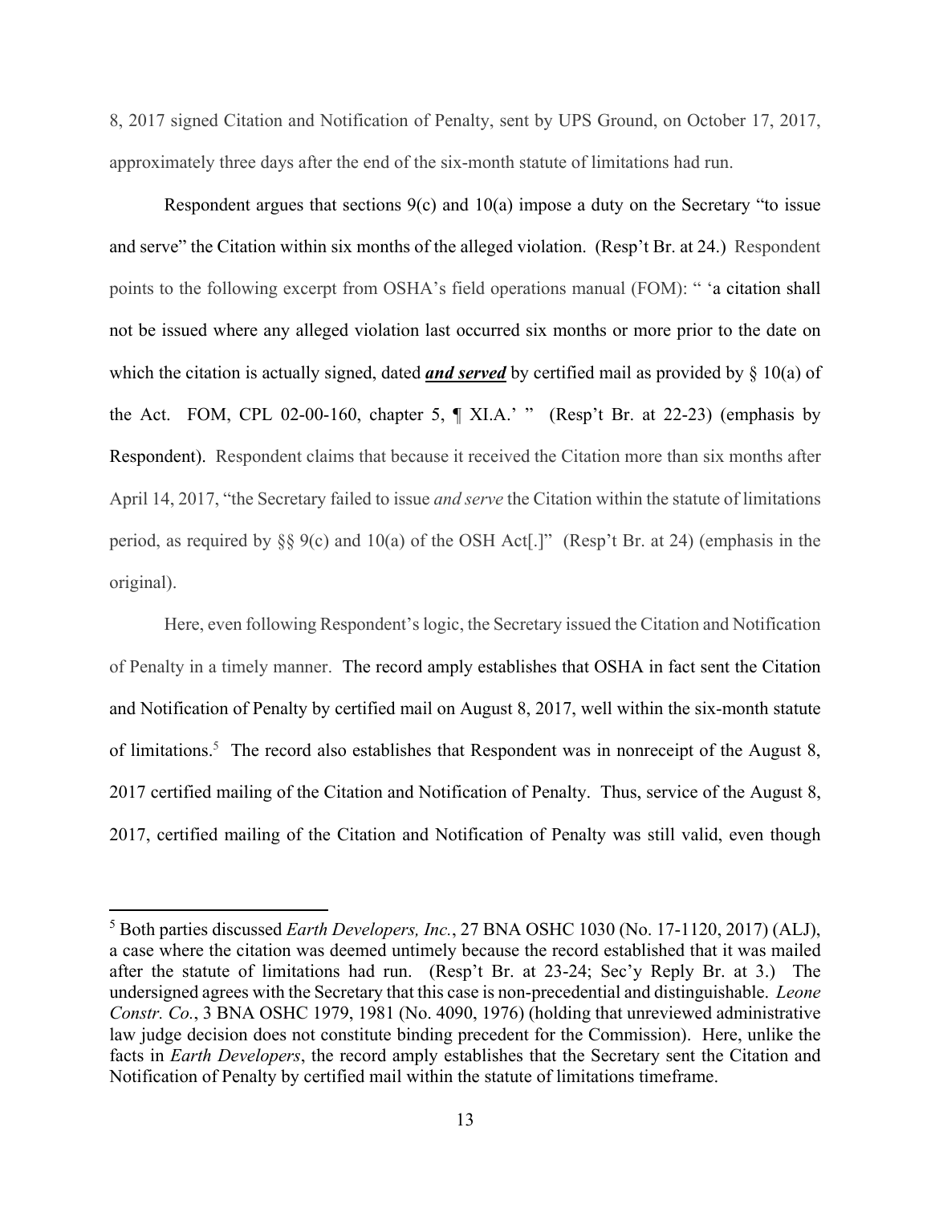8, 2017 signed Citation and Notification of Penalty, sent by UPS Ground, on October 17, 2017, approximately three days after the end of the six-month statute of limitations had run.

Respondent argues that sections 9(c) and 10(a) impose a duty on the Secretary "to issue and serve" the Citation within six months of the alleged violation. (Resp't Br. at 24.) Respondent points to the following excerpt from OSHA's field operations manual (FOM): " 'a citation shall not be issued where any alleged violation last occurred six months or more prior to the date on which the citation is actually signed, dated ***and served*** by certified mail as provided by § 10(a) of the Act. FOM, CPL 02-00-160, chapter 5, ¶ XI.A.' " (Resp't Br. at 22-23) (emphasis by Respondent). Respondent claims that because it received the Citation more than six months after April 14, 2017, "the Secretary failed to issue *and serve* the Citation within the statute of limitations period, as required by §§ 9(c) and 10(a) of the OSH Act[.]" (Resp't Br. at 24) (emphasis in the original).

Here, even following Respondent's logic, the Secretary issued the Citation and Notification of Penalty in a timely manner. The record amply establishes that OSHA in fact sent the Citation and Notification of Penalty by certified mail on August 8, 2017, well within the six-month statute of limitations.[5] The record also establishes that Respondent was in nonreceipt of the August 8, 2017 certified mailing of the Citation and Notification of Penalty. Thus, service of the August 8, 2017, certified mailing of the Citation and Notification of Penalty was still valid, even though

[5] Both parties discussed *Earth Developers, Inc.*, 27 BNA OSHC 1030 (No. 17-1120, 2017) (ALJ), a case where the citation was deemed untimely because the record established that it was mailed after the statute of limitations had run. (Resp't Br. at 23-24; Sec'y Reply Br. at 3.) The undersigned agrees with the Secretary that this case is non-precedential and distinguishable. *Leone Constr. Co.*, 3 BNA OSHC 1979, 1981 (No. 4090, 1976) (holding that unreviewed administrative law judge decision does not constitute binding precedent for the Commission). Here, unlike the facts in *Earth Developers*, the record amply establishes that the Secretary sent the Citation and Notification of Penalty by certified mail within the statute of limitations timeframe.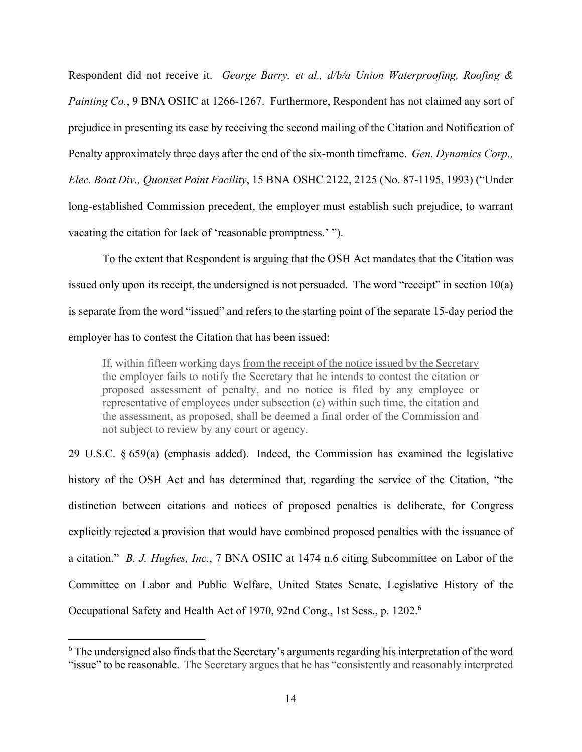Respondent did not receive it. *George Barry, et al., d/b/a Union Waterproofing, Roofing & Painting Co.*, 9 BNA OSHC at 1266-1267. Furthermore, Respondent has not claimed any sort of prejudice in presenting its case by receiving the second mailing of the Citation and Notification of Penalty approximately three days after the end of the six-month timeframe. *Gen. Dynamics Corp., Elec. Boat Div., Quonset Point Facility*, 15 BNA OSHC 2122, 2125 (No. 87-1195, 1993) ("Under long-established Commission precedent, the employer must establish such prejudice, to warrant vacating the citation for lack of 'reasonable promptness.' ").

To the extent that Respondent is arguing that the OSH Act mandates that the Citation was issued only upon its receipt, the undersigned is not persuaded. The word "receipt" in section 10(a) is separate from the word "issued" and refers to the starting point of the separate 15-day period the employer has to contest the Citation that has been issued:

> If, within fifteen working days <u>from the receipt of the notice issued by the Secretary</u> the employer fails to notify the Secretary that he intends to contest the citation or proposed assessment of penalty, and no notice is filed by any employee or representative of employees under subsection (c) within such time, the citation and the assessment, as proposed, shall be deemed a final order of the Commission and not subject to review by any court or agency.

29 U.S.C. § 659(a) (emphasis added). Indeed, the Commission has examined the legislative history of the OSH Act and has determined that, regarding the service of the Citation, "the distinction between citations and notices of proposed penalties is deliberate, for Congress explicitly rejected a provision that would have combined proposed penalties with the issuance of a citation." *B. J. Hughes, Inc.*, 7 BNA OSHC at 1474 n.6 citing Subcommittee on Labor of the Committee on Labor and Public Welfare, United States Senate, Legislative History of the Occupational Safety and Health Act of 1970, 92nd Cong., 1st Sess., p. 1202.[6]

---

[6] The undersigned also finds that the Secretary's arguments regarding his interpretation of the word "issue" to be reasonable. The Secretary argues that he has "consistently and reasonably interpreted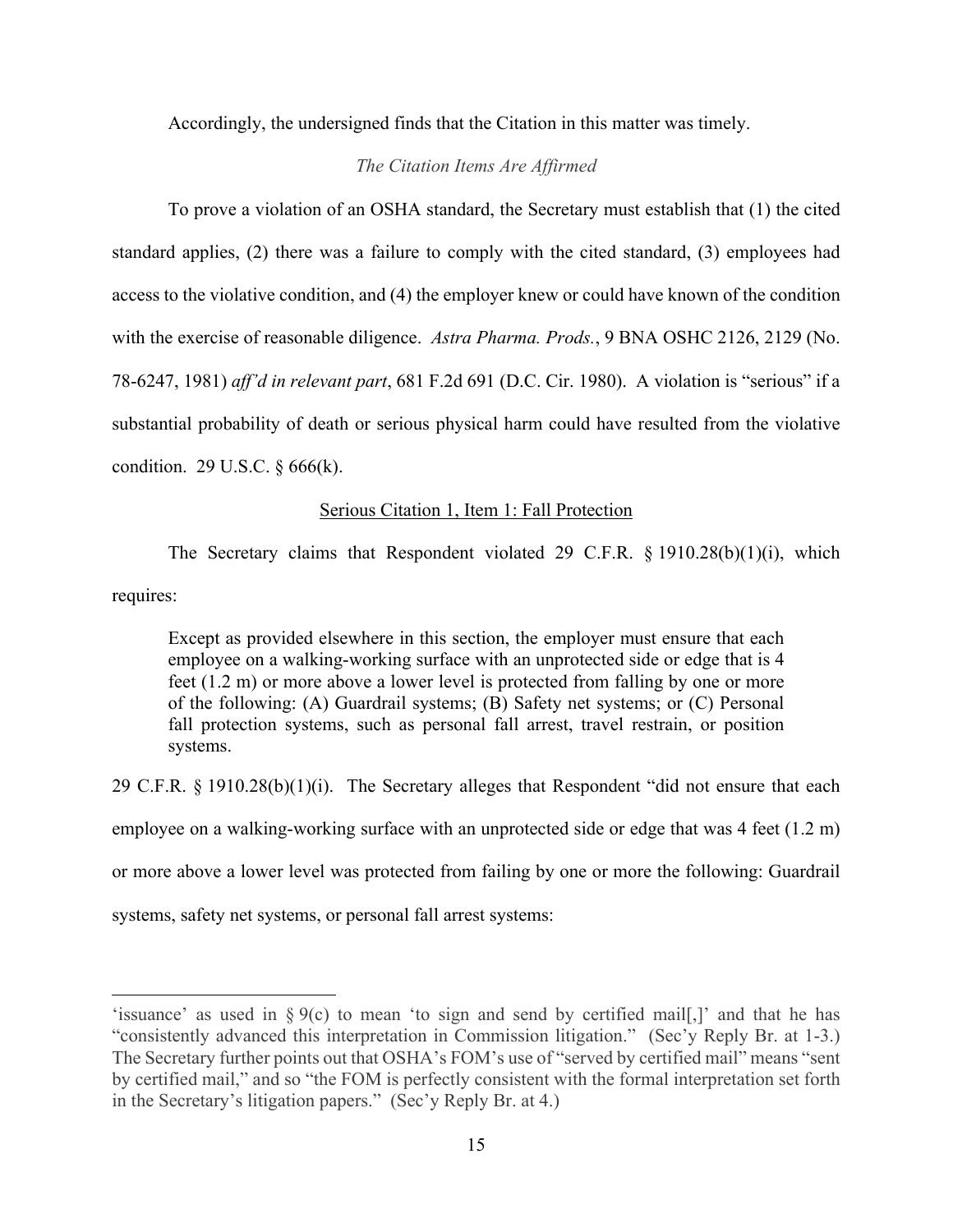Accordingly, the undersigned finds that the Citation in this matter was timely.

*The Citation Items Are Affirmed*

To prove a violation of an OSHA standard, the Secretary must establish that (1) the cited standard applies, (2) there was a failure to comply with the cited standard, (3) employees had access to the violative condition, and (4) the employer knew or could have known of the condition with the exercise of reasonable diligence. *Astra Pharma. Prods.*, 9 BNA OSHC 2126, 2129 (No. 78-6247, 1981) *aff'd in relevant part*, 681 F.2d 691 (D.C. Cir. 1980). A violation is "serious" if a substantial probability of death or serious physical harm could have resulted from the violative condition. 29 U.S.C. § 666(k).

Serious Citation 1, Item 1: Fall Protection

The Secretary claims that Respondent violated 29 C.F.R. § 1910.28(b)(1)(i), which requires:

> Except as provided elsewhere in this section, the employer must ensure that each employee on a walking-working surface with an unprotected side or edge that is 4 feet (1.2 m) or more above a lower level is protected from falling by one or more of the following: (A) Guardrail systems; (B) Safety net systems; or (C) Personal fall protection systems, such as personal fall arrest, travel restrain, or position systems.

29 C.F.R. § 1910.28(b)(1)(i). The Secretary alleges that Respondent "did not ensure that each employee on a walking-working surface with an unprotected side or edge that was 4 feet (1.2 m) or more above a lower level was protected from failing by one or more the following: Guardrail systems, safety net systems, or personal fall arrest systems:

---

'issuance' as used in § 9(c) to mean 'to sign and send by certified mail[,]' and that he has "consistently advanced this interpretation in Commission litigation." (Sec'y Reply Br. at 1-3.) The Secretary further points out that OSHA's FOM's use of "served by certified mail" means "sent by certified mail," and so "the FOM is perfectly consistent with the formal interpretation set forth in the Secretary's litigation papers." (Sec'y Reply Br. at 4.)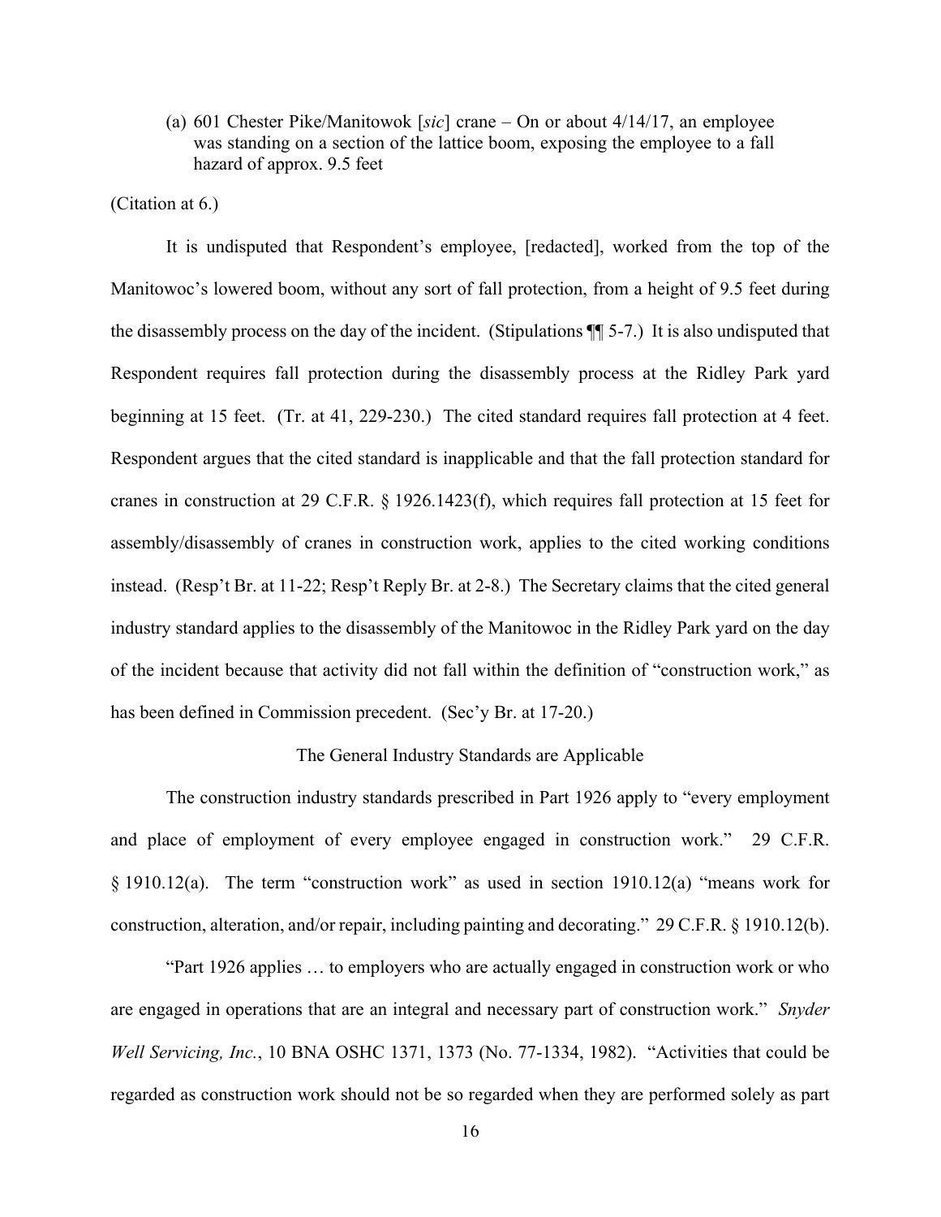(a) 601 Chester Pike/Manitowok [*sic*] crane – On or about 4/14/17, an employee was standing on a section of the lattice boom, exposing the employee to a fall hazard of approx. 9.5 feet

(Citation at 6.)

It is undisputed that Respondent's employee, [redacted], worked from the top of the Manitowoc's lowered boom, without any sort of fall protection, from a height of 9.5 feet during the disassembly process on the day of the incident. (Stipulations ¶¶ 5-7.) It is also undisputed that Respondent requires fall protection during the disassembly process at the Ridley Park yard beginning at 15 feet. (Tr. at 41, 229-230.) The cited standard requires fall protection at 4 feet. Respondent argues that the cited standard is inapplicable and that the fall protection standard for cranes in construction at 29 C.F.R. § 1926.1423(f), which requires fall protection at 15 feet for assembly/disassembly of cranes in construction work, applies to the cited working conditions instead. (Resp't Br. at 11-22; Resp't Reply Br. at 2-8.) The Secretary claims that the cited general industry standard applies to the disassembly of the Manitowoc in the Ridley Park yard on the day of the incident because that activity did not fall within the definition of "construction work," as has been defined in Commission precedent. (Sec'y Br. at 17-20.)

The General Industry Standards are Applicable

The construction industry standards prescribed in Part 1926 apply to "every employment and place of employment of every employee engaged in construction work." 29 C.F.R. § 1910.12(a). The term "construction work" as used in section 1910.12(a) "means work for construction, alteration, and/or repair, including painting and decorating." 29 C.F.R. § 1910.12(b).

"Part 1926 applies … to employers who are actually engaged in construction work or who are engaged in operations that are an integral and necessary part of construction work." *Snyder Well Servicing, Inc.*, 10 BNA OSHC 1371, 1373 (No. 77-1334, 1982). "Activities that could be regarded as construction work should not be so regarded when they are performed solely as part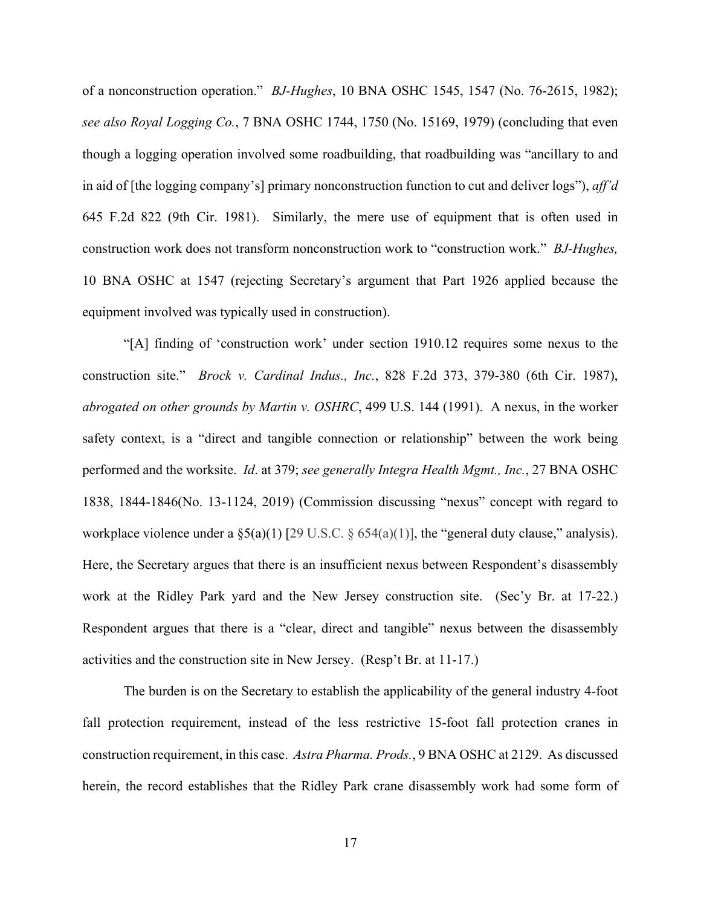of a nonconstruction operation." *BJ-Hughes*, 10 BNA OSHC 1545, 1547 (No. 76-2615, 1982); *see also Royal Logging Co.*, 7 BNA OSHC 1744, 1750 (No. 15169, 1979) (concluding that even though a logging operation involved some roadbuilding, that roadbuilding was "ancillary to and in aid of [the logging company's] primary nonconstruction function to cut and deliver logs"), *aff'd* 645 F.2d 822 (9th Cir. 1981). Similarly, the mere use of equipment that is often used in construction work does not transform nonconstruction work to "construction work." *BJ-Hughes,* 10 BNA OSHC at 1547 (rejecting Secretary's argument that Part 1926 applied because the equipment involved was typically used in construction).

"[A] finding of 'construction work' under section 1910.12 requires some nexus to the construction site." *Brock v. Cardinal Indus., Inc.*, 828 F.2d 373, 379-380 (6th Cir. 1987), *abrogated on other grounds by Martin v. OSHRC*, 499 U.S. 144 (1991). A nexus, in the worker safety context, is a "direct and tangible connection or relationship" between the work being performed and the worksite. *Id*. at 379; *see generally Integra Health Mgmt., Inc.*, 27 BNA OSHC 1838, 1844-1846(No. 13-1124, 2019) (Commission discussing "nexus" concept with regard to workplace violence under a §5(a)(1) [29 U.S.C. § 654(a)(1)], the "general duty clause," analysis). Here, the Secretary argues that there is an insufficient nexus between Respondent's disassembly work at the Ridley Park yard and the New Jersey construction site. (Sec'y Br. at 17-22.) Respondent argues that there is a "clear, direct and tangible" nexus between the disassembly activities and the construction site in New Jersey. (Resp't Br. at 11-17.)

The burden is on the Secretary to establish the applicability of the general industry 4-foot fall protection requirement, instead of the less restrictive 15-foot fall protection cranes in construction requirement, in this case. *Astra Pharma. Prods.*, 9 BNA OSHC at 2129. As discussed herein, the record establishes that the Ridley Park crane disassembly work had some form of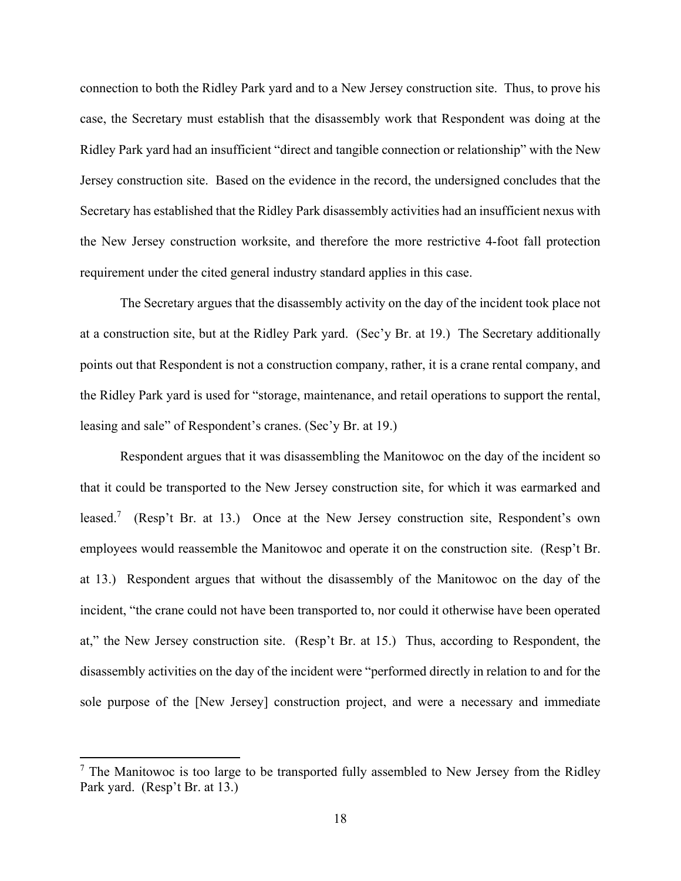connection to both the Ridley Park yard and to a New Jersey construction site. Thus, to prove his case, the Secretary must establish that the disassembly work that Respondent was doing at the Ridley Park yard had an insufficient "direct and tangible connection or relationship" with the New Jersey construction site. Based on the evidence in the record, the undersigned concludes that the Secretary has established that the Ridley Park disassembly activities had an insufficient nexus with the New Jersey construction worksite, and therefore the more restrictive 4-foot fall protection requirement under the cited general industry standard applies in this case.

The Secretary argues that the disassembly activity on the day of the incident took place not at a construction site, but at the Ridley Park yard. (Sec'y Br. at 19.) The Secretary additionally points out that Respondent is not a construction company, rather, it is a crane rental company, and the Ridley Park yard is used for "storage, maintenance, and retail operations to support the rental, leasing and sale" of Respondent's cranes. (Sec'y Br. at 19.)

Respondent argues that it was disassembling the Manitowoc on the day of the incident so that it could be transported to the New Jersey construction site, for which it was earmarked and leased.[7] (Resp't Br. at 13.) Once at the New Jersey construction site, Respondent's own employees would reassemble the Manitowoc and operate it on the construction site. (Resp't Br. at 13.) Respondent argues that without the disassembly of the Manitowoc on the day of the incident, "the crane could not have been transported to, nor could it otherwise have been operated at," the New Jersey construction site. (Resp't Br. at 15.) Thus, according to Respondent, the disassembly activities on the day of the incident were "performed directly in relation to and for the sole purpose of the [New Jersey] construction project, and were a necessary and immediate

[7] The Manitowoc is too large to be transported fully assembled to New Jersey from the Ridley Park yard. (Resp't Br. at 13.)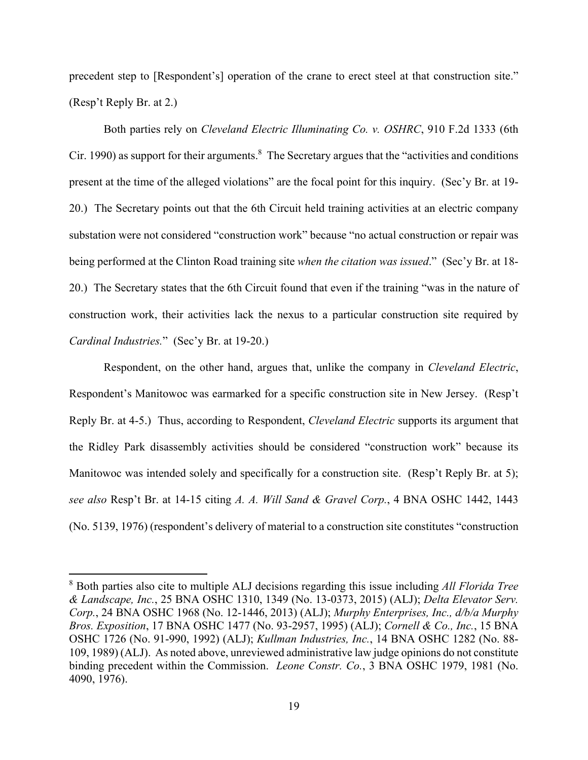precedent step to [Respondent's] operation of the crane to erect steel at that construction site." (Resp't Reply Br. at 2.)

Both parties rely on *Cleveland Electric Illuminating Co. v. OSHRC*, 910 F.2d 1333 (6th Cir. 1990) as support for their arguments.[8] The Secretary argues that the "activities and conditions present at the time of the alleged violations" are the focal point for this inquiry. (Sec'y Br. at 19-20.) The Secretary points out that the 6th Circuit held training activities at an electric company substation were not considered "construction work" because "no actual construction or repair was being performed at the Clinton Road training site *when the citation was issued*." (Sec'y Br. at 18-20.) The Secretary states that the 6th Circuit found that even if the training "was in the nature of construction work, their activities lack the nexus to a particular construction site required by *Cardinal Industries.*" (Sec'y Br. at 19-20.)

Respondent, on the other hand, argues that, unlike the company in *Cleveland Electric*, Respondent's Manitowoc was earmarked for a specific construction site in New Jersey. (Resp't Reply Br. at 4-5.) Thus, according to Respondent, *Cleveland Electric* supports its argument that the Ridley Park disassembly activities should be considered "construction work" because its Manitowoc was intended solely and specifically for a construction site. (Resp't Reply Br. at 5); *see also* Resp't Br. at 14-15 citing *A. A. Will Sand & Gravel Corp.*, 4 BNA OSHC 1442, 1443 (No. 5139, 1976) (respondent's delivery of material to a construction site constitutes "construction

[8] Both parties also cite to multiple ALJ decisions regarding this issue including *All Florida Tree & Landscape, Inc.*, 25 BNA OSHC 1310, 1349 (No. 13-0373, 2015) (ALJ); *Delta Elevator Serv. Corp.*, 24 BNA OSHC 1968 (No. 12-1446, 2013) (ALJ); *Murphy Enterprises, Inc., d/b/a Murphy Bros. Exposition*, 17 BNA OSHC 1477 (No. 93-2957, 1995) (ALJ); *Cornell & Co., Inc.*, 15 BNA OSHC 1726 (No. 91-990, 1992) (ALJ); *Kullman Industries, Inc.*, 14 BNA OSHC 1282 (No. 88-109, 1989) (ALJ). As noted above, unreviewed administrative law judge opinions do not constitute binding precedent within the Commission. *Leone Constr. Co.*, 3 BNA OSHC 1979, 1981 (No. 4090, 1976).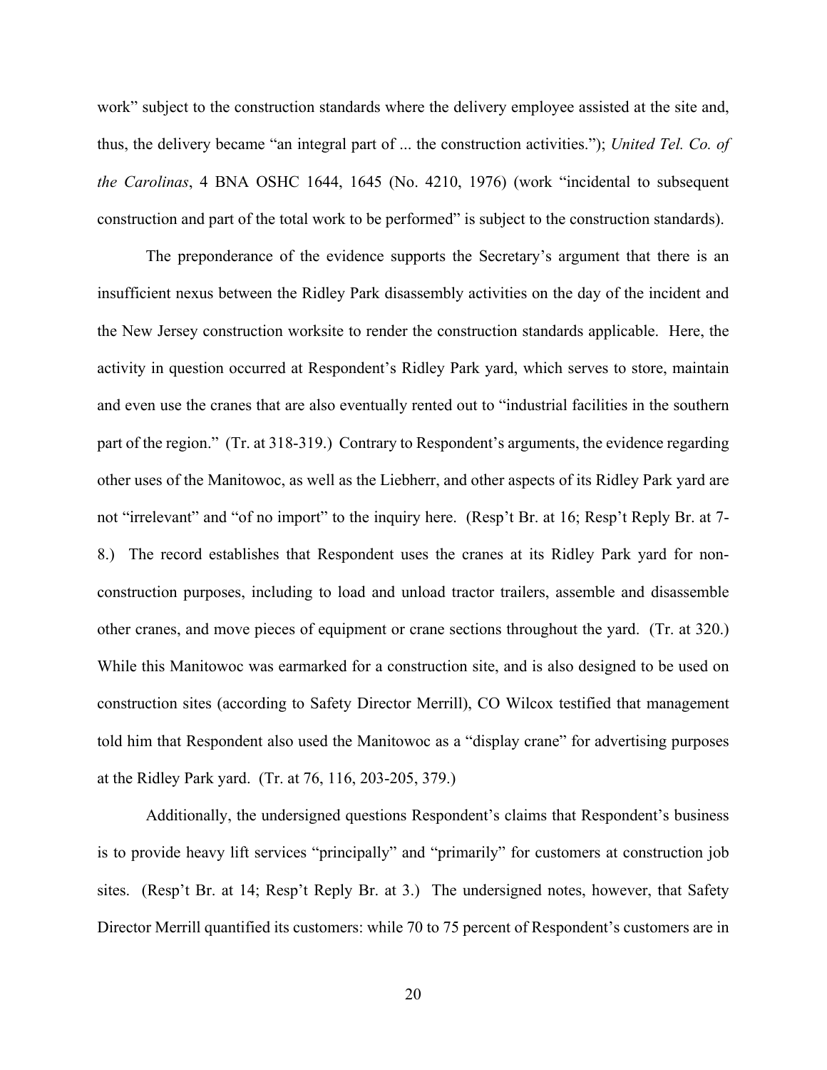work" subject to the construction standards where the delivery employee assisted at the site and, thus, the delivery became "an integral part of ... the construction activities."); *United Tel. Co. of the Carolinas*, 4 BNA OSHC 1644, 1645 (No. 4210, 1976) (work "incidental to subsequent construction and part of the total work to be performed" is subject to the construction standards).

The preponderance of the evidence supports the Secretary's argument that there is an insufficient nexus between the Ridley Park disassembly activities on the day of the incident and the New Jersey construction worksite to render the construction standards applicable. Here, the activity in question occurred at Respondent's Ridley Park yard, which serves to store, maintain and even use the cranes that are also eventually rented out to "industrial facilities in the southern part of the region." (Tr. at 318-319.) Contrary to Respondent's arguments, the evidence regarding other uses of the Manitowoc, as well as the Liebherr, and other aspects of its Ridley Park yard are not "irrelevant" and "of no import" to the inquiry here. (Resp't Br. at 16; Resp't Reply Br. at 7-8.) The record establishes that Respondent uses the cranes at its Ridley Park yard for non-construction purposes, including to load and unload tractor trailers, assemble and disassemble other cranes, and move pieces of equipment or crane sections throughout the yard. (Tr. at 320.) While this Manitowoc was earmarked for a construction site, and is also designed to be used on construction sites (according to Safety Director Merrill), CO Wilcox testified that management told him that Respondent also used the Manitowoc as a "display crane" for advertising purposes at the Ridley Park yard. (Tr. at 76, 116, 203-205, 379.)

Additionally, the undersigned questions Respondent's claims that Respondent's business is to provide heavy lift services "principally" and "primarily" for customers at construction job sites. (Resp't Br. at 14; Resp't Reply Br. at 3.) The undersigned notes, however, that Safety Director Merrill quantified its customers: while 70 to 75 percent of Respondent's customers are in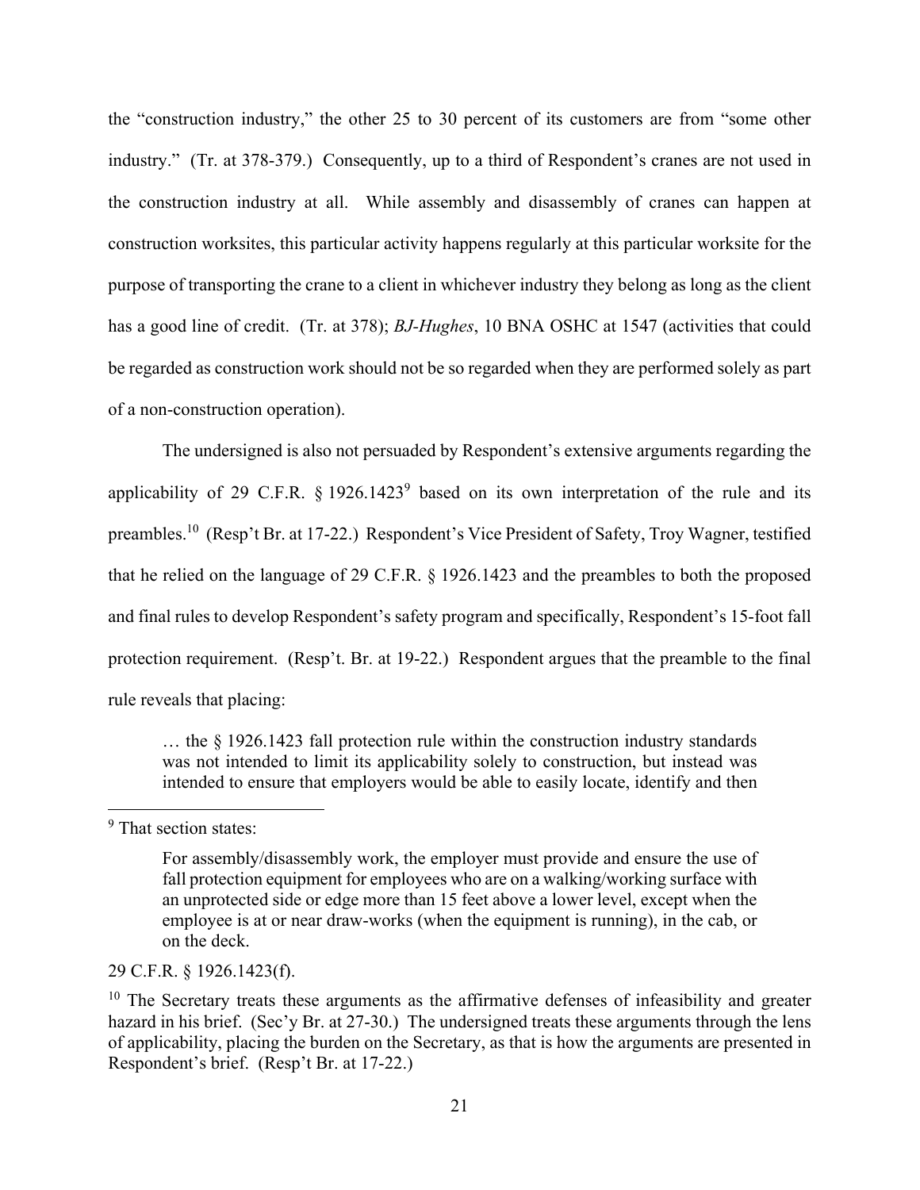the "construction industry," the other 25 to 30 percent of its customers are from "some other industry." (Tr. at 378-379.) Consequently, up to a third of Respondent's cranes are not used in the construction industry at all. While assembly and disassembly of cranes can happen at construction worksites, this particular activity happens regularly at this particular worksite for the purpose of transporting the crane to a client in whichever industry they belong as long as the client has a good line of credit. (Tr. at 378); *BJ-Hughes*, 10 BNA OSHC at 1547 (activities that could be regarded as construction work should not be so regarded when they are performed solely as part of a non-construction operation).

The undersigned is also not persuaded by Respondent's extensive arguments regarding the applicability of 29 C.F.R. § 1926.1423[9] based on its own interpretation of the rule and its preambles.[10] (Resp't Br. at 17-22.) Respondent's Vice President of Safety, Troy Wagner, testified that he relied on the language of 29 C.F.R. § 1926.1423 and the preambles to both the proposed and final rules to develop Respondent's safety program and specifically, Respondent's 15-foot fall protection requirement. (Resp't. Br. at 19-22.) Respondent argues that the preamble to the final rule reveals that placing:

> … the § 1926.1423 fall protection rule within the construction industry standards was not intended to limit its applicability solely to construction, but instead was intended to ensure that employers would be able to easily locate, identify and then

---

[9] That section states:

> For assembly/disassembly work, the employer must provide and ensure the use of fall protection equipment for employees who are on a walking/working surface with an unprotected side or edge more than 15 feet above a lower level, except when the employee is at or near draw-works (when the equipment is running), in the cab, or on the deck.

29 C.F.R. § 1926.1423(f).

[10] The Secretary treats these arguments as the affirmative defenses of infeasibility and greater hazard in his brief. (Sec'y Br. at 27-30.) The undersigned treats these arguments through the lens of applicability, placing the burden on the Secretary, as that is how the arguments are presented in Respondent's brief. (Resp't Br. at 17-22.)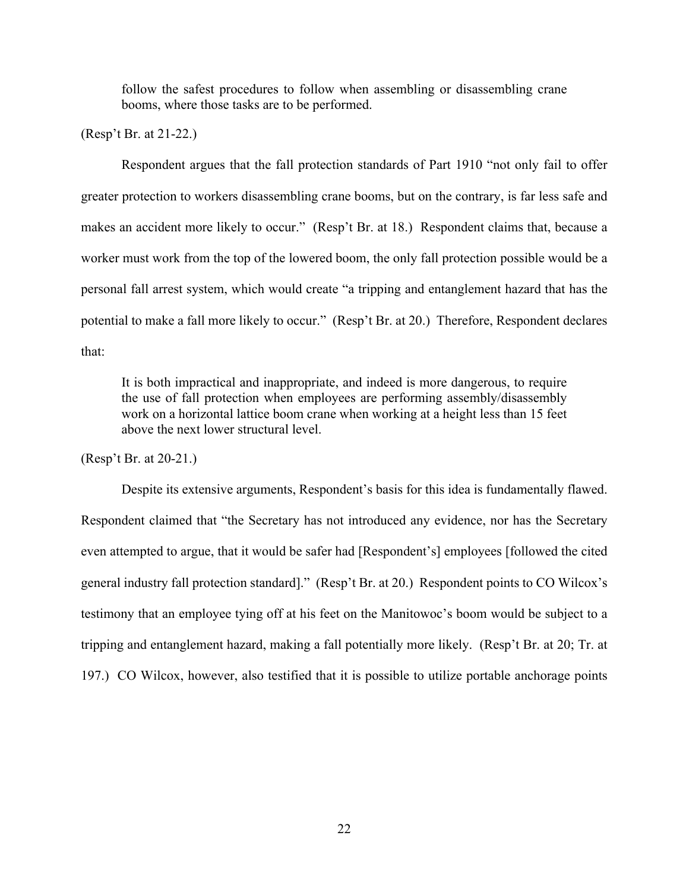> follow the safest procedures to follow when assembling or disassembling crane booms, where those tasks are to be performed.

(Resp't Br. at 21-22.)

Respondent argues that the fall protection standards of Part 1910 "not only fail to offer greater protection to workers disassembling crane booms, but on the contrary, is far less safe and makes an accident more likely to occur." (Resp't Br. at 18.) Respondent claims that, because a worker must work from the top of the lowered boom, the only fall protection possible would be a personal fall arrest system, which would create "a tripping and entanglement hazard that has the potential to make a fall more likely to occur." (Resp't Br. at 20.) Therefore, Respondent declares that:

> It is both impractical and inappropriate, and indeed is more dangerous, to require the use of fall protection when employees are performing assembly/disassembly work on a horizontal lattice boom crane when working at a height less than 15 feet above the next lower structural level.

(Resp't Br. at 20-21.)

Despite its extensive arguments, Respondent's basis for this idea is fundamentally flawed. Respondent claimed that "the Secretary has not introduced any evidence, nor has the Secretary even attempted to argue, that it would be safer had [Respondent's] employees [followed the cited general industry fall protection standard]." (Resp't Br. at 20.) Respondent points to CO Wilcox's testimony that an employee tying off at his feet on the Manitowoc's boom would be subject to a tripping and entanglement hazard, making a fall potentially more likely. (Resp't Br. at 20; Tr. at 197.) CO Wilcox, however, also testified that it is possible to utilize portable anchorage points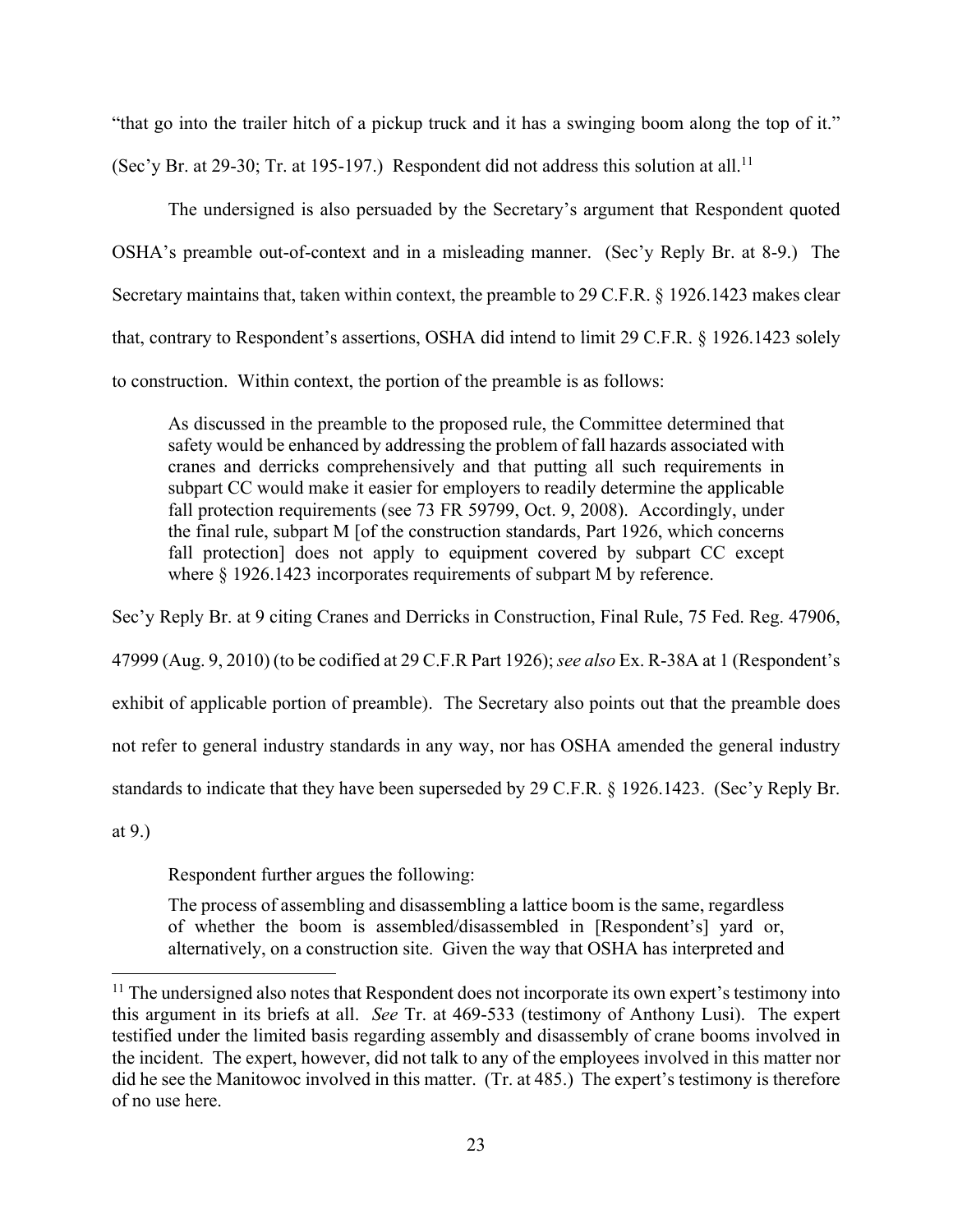"that go into the trailer hitch of a pickup truck and it has a swinging boom along the top of it." (Sec'y Br. at 29-30; Tr. at 195-197.) Respondent did not address this solution at all.[11]

The undersigned is also persuaded by the Secretary's argument that Respondent quoted OSHA's preamble out-of-context and in a misleading manner. (Sec'y Reply Br. at 8-9.) The Secretary maintains that, taken within context, the preamble to 29 C.F.R. § 1926.1423 makes clear that, contrary to Respondent's assertions, OSHA did intend to limit 29 C.F.R. § 1926.1423 solely to construction. Within context, the portion of the preamble is as follows:

> As discussed in the preamble to the proposed rule, the Committee determined that safety would be enhanced by addressing the problem of fall hazards associated with cranes and derricks comprehensively and that putting all such requirements in subpart CC would make it easier for employers to readily determine the applicable fall protection requirements (see 73 FR 59799, Oct. 9, 2008). Accordingly, under the final rule, subpart M [of the construction standards, Part 1926, which concerns fall protection] does not apply to equipment covered by subpart CC except where § 1926.1423 incorporates requirements of subpart M by reference.

Sec'y Reply Br. at 9 citing Cranes and Derricks in Construction, Final Rule, 75 Fed. Reg. 47906, 47999 (Aug. 9, 2010) (to be codified at 29 C.F.R Part 1926); *see also* Ex. R-38A at 1 (Respondent's exhibit of applicable portion of preamble). The Secretary also points out that the preamble does not refer to general industry standards in any way, nor has OSHA amended the general industry standards to indicate that they have been superseded by 29 C.F.R. § 1926.1423. (Sec'y Reply Br. at 9.)

Respondent further argues the following:

> The process of assembling and disassembling a lattice boom is the same, regardless of whether the boom is assembled/disassembled in [Respondent's] yard or, alternatively, on a construction site. Given the way that OSHA has interpreted and

---

[11] The undersigned also notes that Respondent does not incorporate its own expert's testimony into this argument in its briefs at all. *See* Tr. at 469-533 (testimony of Anthony Lusi). The expert testified under the limited basis regarding assembly and disassembly of crane booms involved in the incident. The expert, however, did not talk to any of the employees involved in this matter nor did he see the Manitowoc involved in this matter. (Tr. at 485.) The expert's testimony is therefore of no use here.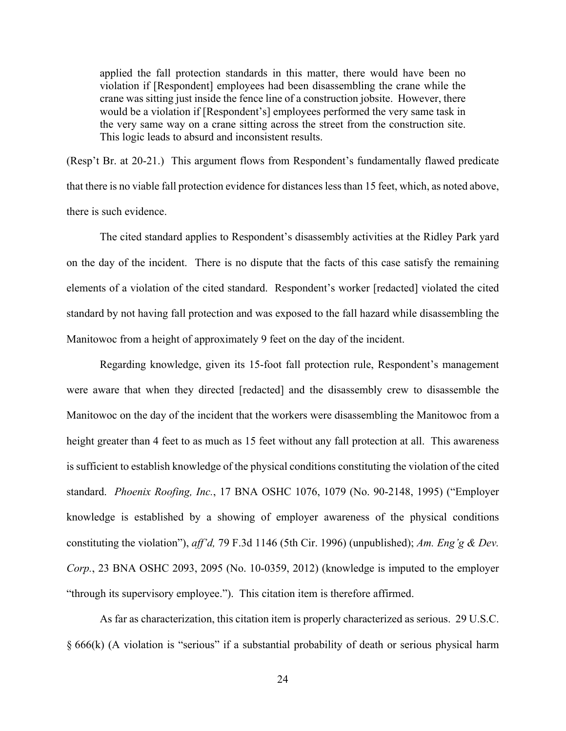> applied the fall protection standards in this matter, there would have been no violation if [Respondent] employees had been disassembling the crane while the crane was sitting just inside the fence line of a construction jobsite. However, there would be a violation if [Respondent's] employees performed the very same task in the very same way on a crane sitting across the street from the construction site. This logic leads to absurd and inconsistent results.

(Resp't Br. at 20-21.) This argument flows from Respondent's fundamentally flawed predicate that there is no viable fall protection evidence for distances less than 15 feet, which, as noted above, there is such evidence.

The cited standard applies to Respondent's disassembly activities at the Ridley Park yard on the day of the incident. There is no dispute that the facts of this case satisfy the remaining elements of a violation of the cited standard. Respondent's worker [redacted] violated the cited standard by not having fall protection and was exposed to the fall hazard while disassembling the Manitowoc from a height of approximately 9 feet on the day of the incident.

Regarding knowledge, given its 15-foot fall protection rule, Respondent's management were aware that when they directed [redacted] and the disassembly crew to disassemble the Manitowoc on the day of the incident that the workers were disassembling the Manitowoc from a height greater than 4 feet to as much as 15 feet without any fall protection at all. This awareness is sufficient to establish knowledge of the physical conditions constituting the violation of the cited standard. *Phoenix Roofing, Inc.*, 17 BNA OSHC 1076, 1079 (No. 90-2148, 1995) ("Employer knowledge is established by a showing of employer awareness of the physical conditions constituting the violation"), *aff'd,* 79 F.3d 1146 (5th Cir. 1996) (unpublished); *Am. Eng'g & Dev. Corp.*, 23 BNA OSHC 2093, 2095 (No. 10-0359, 2012) (knowledge is imputed to the employer "through its supervisory employee."). This citation item is therefore affirmed.

As far as characterization, this citation item is properly characterized as serious. 29 U.S.C. § 666(k) (A violation is "serious" if a substantial probability of death or serious physical harm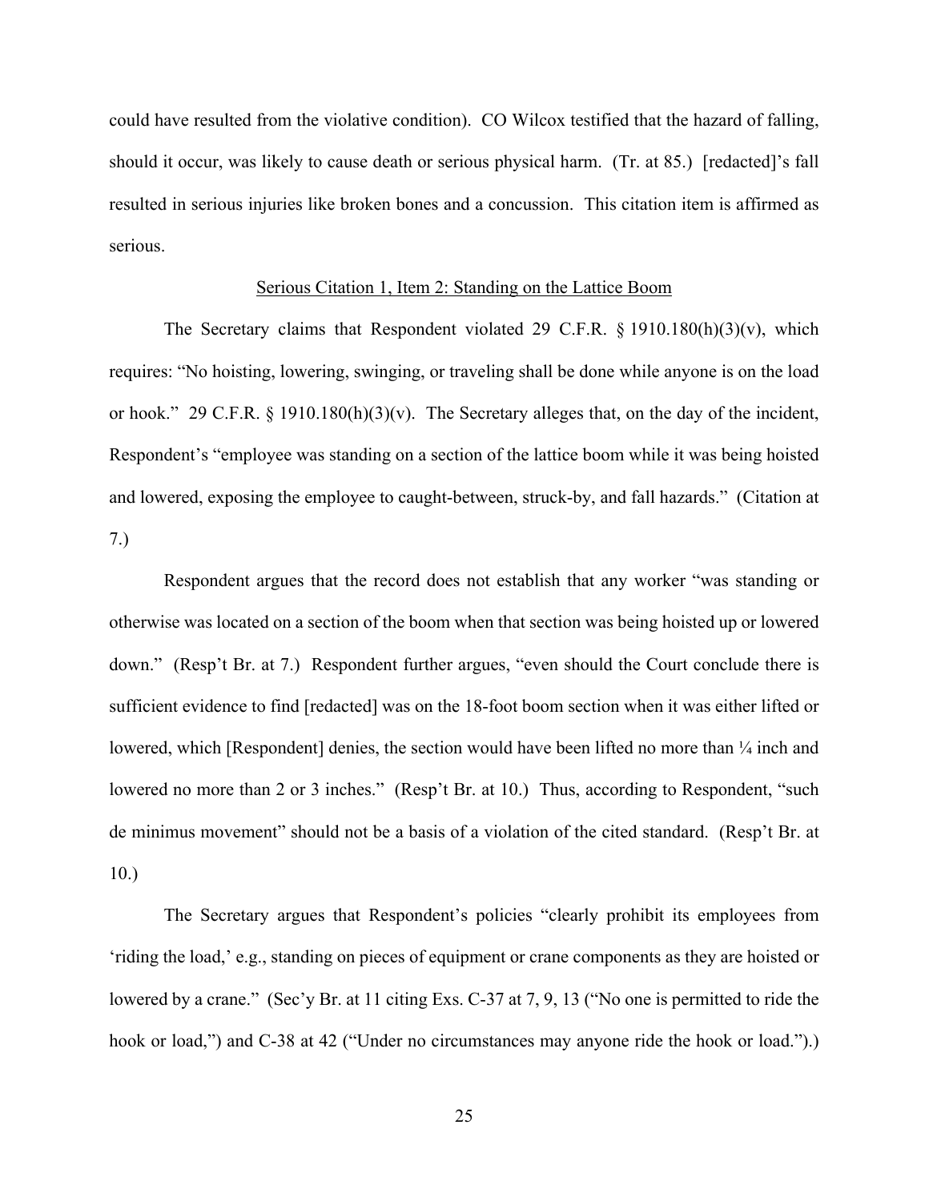could have resulted from the violative condition). CO Wilcox testified that the hazard of falling, should it occur, was likely to cause death or serious physical harm. (Tr. at 85.) [redacted]'s fall resulted in serious injuries like broken bones and a concussion. This citation item is affirmed as serious.

## Serious Citation 1, Item 2: Standing on the Lattice Boom

The Secretary claims that Respondent violated 29 C.F.R. § 1910.180(h)(3)(v), which requires: "No hoisting, lowering, swinging, or traveling shall be done while anyone is on the load or hook." 29 C.F.R. § 1910.180(h)(3)(v). The Secretary alleges that, on the day of the incident, Respondent's "employee was standing on a section of the lattice boom while it was being hoisted and lowered, exposing the employee to caught-between, struck-by, and fall hazards." (Citation at 7.)

Respondent argues that the record does not establish that any worker "was standing or otherwise was located on a section of the boom when that section was being hoisted up or lowered down." (Resp't Br. at 7.) Respondent further argues, "even should the Court conclude there is sufficient evidence to find [redacted] was on the 18-foot boom section when it was either lifted or lowered, which [Respondent] denies, the section would have been lifted no more than ¼ inch and lowered no more than 2 or 3 inches." (Resp't Br. at 10.) Thus, according to Respondent, "such de minimus movement" should not be a basis of a violation of the cited standard. (Resp't Br. at 10.)

The Secretary argues that Respondent's policies "clearly prohibit its employees from 'riding the load,' e.g., standing on pieces of equipment or crane components as they are hoisted or lowered by a crane." (Sec'y Br. at 11 citing Exs. C-37 at 7, 9, 13 ("No one is permitted to ride the hook or load,") and C-38 at 42 ("Under no circumstances may anyone ride the hook or load.").)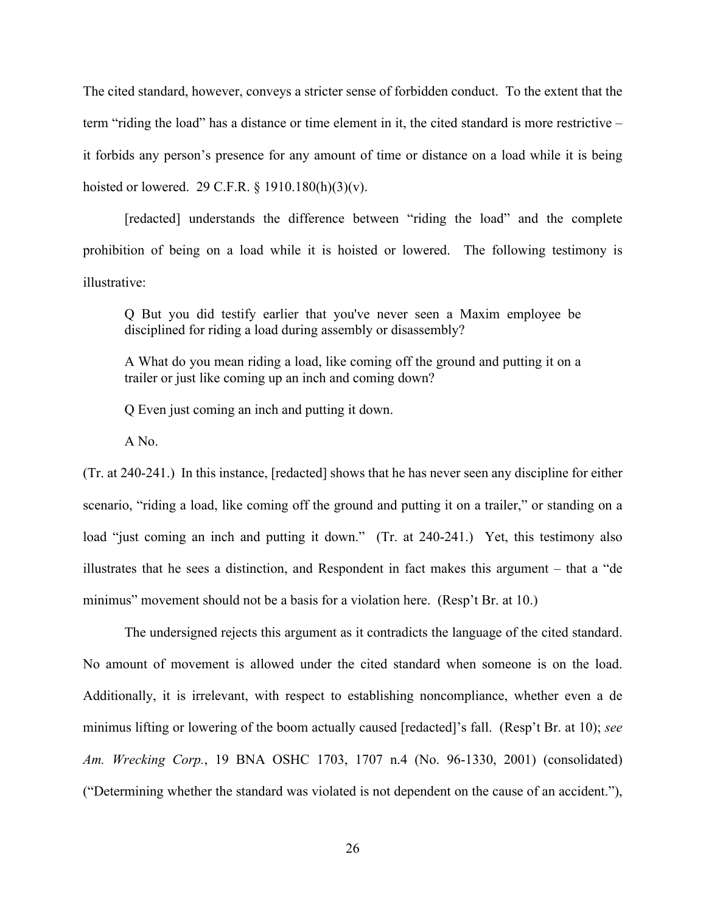The cited standard, however, conveys a stricter sense of forbidden conduct. To the extent that the term "riding the load" has a distance or time element in it, the cited standard is more restrictive – it forbids any person's presence for any amount of time or distance on a load while it is being hoisted or lowered. 29 C.F.R. § 1910.180(h)(3)(v).

[redacted] understands the difference between "riding the load" and the complete prohibition of being on a load while it is hoisted or lowered. The following testimony is illustrative:

> Q But you did testify earlier that you've never seen a Maxim employee be disciplined for riding a load during assembly or disassembly?
>
> A What do you mean riding a load, like coming off the ground and putting it on a trailer or just like coming up an inch and coming down?
>
> Q Even just coming an inch and putting it down.
>
> A No.

(Tr. at 240-241.) In this instance, [redacted] shows that he has never seen any discipline for either scenario, "riding a load, like coming off the ground and putting it on a trailer," or standing on a load "just coming an inch and putting it down." (Tr. at 240-241.) Yet, this testimony also illustrates that he sees a distinction, and Respondent in fact makes this argument – that a "de minimus" movement should not be a basis for a violation here. (Resp't Br. at 10.)

The undersigned rejects this argument as it contradicts the language of the cited standard. No amount of movement is allowed under the cited standard when someone is on the load. Additionally, it is irrelevant, with respect to establishing noncompliance, whether even a de minimus lifting or lowering of the boom actually caused [redacted]'s fall. (Resp't Br. at 10); *see Am. Wrecking Corp.*, 19 BNA OSHC 1703, 1707 n.4 (No. 96-1330, 2001) (consolidated) ("Determining whether the standard was violated is not dependent on the cause of an accident."),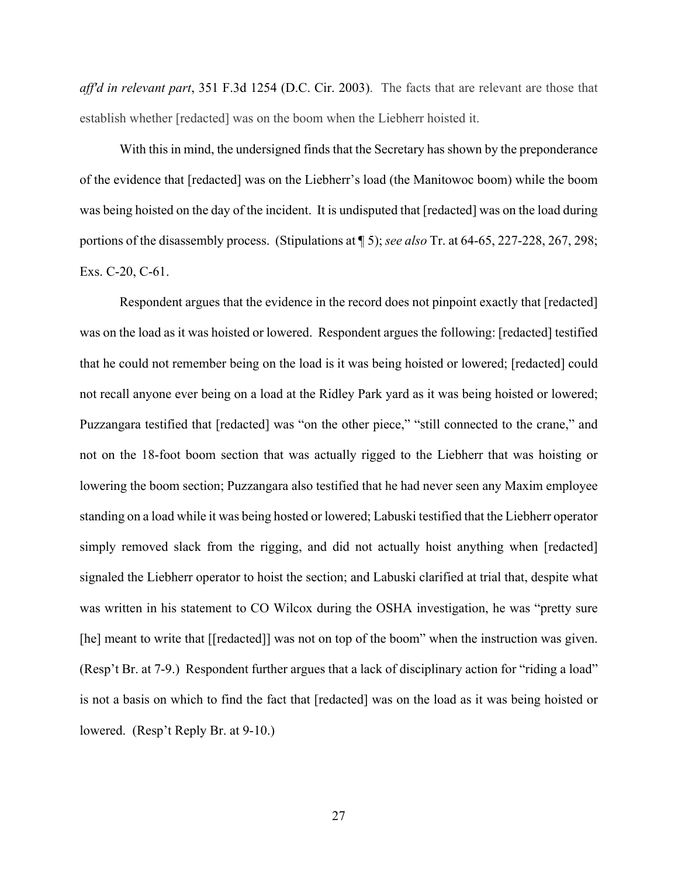*aff'd in relevant part*, 351 F.3d 1254 (D.C. Cir. 2003). The facts that are relevant are those that establish whether [redacted] was on the boom when the Liebherr hoisted it.

With this in mind, the undersigned finds that the Secretary has shown by the preponderance of the evidence that [redacted] was on the Liebherr's load (the Manitowoc boom) while the boom was being hoisted on the day of the incident. It is undisputed that [redacted] was on the load during portions of the disassembly process. (Stipulations at ¶ 5); *see also* Tr. at 64-65, 227-228, 267, 298; Exs. C-20, C-61.

Respondent argues that the evidence in the record does not pinpoint exactly that [redacted] was on the load as it was hoisted or lowered. Respondent argues the following: [redacted] testified that he could not remember being on the load is it was being hoisted or lowered; [redacted] could not recall anyone ever being on a load at the Ridley Park yard as it was being hoisted or lowered; Puzzangara testified that [redacted] was "on the other piece," "still connected to the crane," and not on the 18-foot boom section that was actually rigged to the Liebherr that was hoisting or lowering the boom section; Puzzangara also testified that he had never seen any Maxim employee standing on a load while it was being hosted or lowered; Labuski testified that the Liebherr operator simply removed slack from the rigging, and did not actually hoist anything when [redacted] signaled the Liebherr operator to hoist the section; and Labuski clarified at trial that, despite what was written in his statement to CO Wilcox during the OSHA investigation, he was "pretty sure [he] meant to write that [[redacted]] was not on top of the boom" when the instruction was given. (Resp't Br. at 7-9.) Respondent further argues that a lack of disciplinary action for "riding a load" is not a basis on which to find the fact that [redacted] was on the load as it was being hoisted or lowered. (Resp't Reply Br. at 9-10.)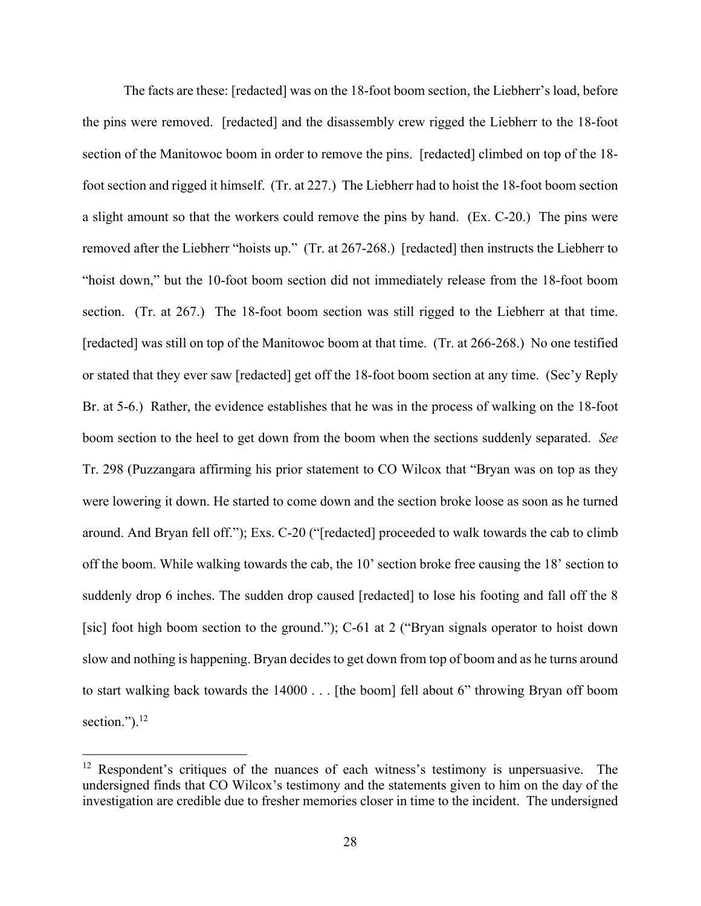The facts are these: [redacted] was on the 18-foot boom section, the Liebherr's load, before the pins were removed. [redacted] and the disassembly crew rigged the Liebherr to the 18-foot section of the Manitowoc boom in order to remove the pins. [redacted] climbed on top of the 18-foot section and rigged it himself. (Tr. at 227.) The Liebherr had to hoist the 18-foot boom section a slight amount so that the workers could remove the pins by hand. (Ex. C-20.) The pins were removed after the Liebherr "hoists up." (Tr. at 267-268.) [redacted] then instructs the Liebherr to "hoist down," but the 10-foot boom section did not immediately release from the 18-foot boom section. (Tr. at 267.) The 18-foot boom section was still rigged to the Liebherr at that time. [redacted] was still on top of the Manitowoc boom at that time. (Tr. at 266-268.) No one testified or stated that they ever saw [redacted] get off the 18-foot boom section at any time. (Sec'y Reply Br. at 5-6.) Rather, the evidence establishes that he was in the process of walking on the 18-foot boom section to the heel to get down from the boom when the sections suddenly separated. *See* Tr. 298 (Puzzangara affirming his prior statement to CO Wilcox that "Bryan was on top as they were lowering it down. He started to come down and the section broke loose as soon as he turned around. And Bryan fell off."); Exs. C-20 ("[redacted] proceeded to walk towards the cab to climb off the boom. While walking towards the cab, the 10' section broke free causing the 18' section to suddenly drop 6 inches. The sudden drop caused [redacted] to lose his footing and fall off the 8 [sic] foot high boom section to the ground."); C-61 at 2 ("Bryan signals operator to hoist down slow and nothing is happening. Bryan decides to get down from top of boom and as he turns around to start walking back towards the 14000 . . . [the boom] fell about 6" throwing Bryan off boom section.").[12]

---

[12] Respondent's critiques of the nuances of each witness's testimony is unpersuasive. The undersigned finds that CO Wilcox's testimony and the statements given to him on the day of the investigation are credible due to fresher memories closer in time to the incident. The undersigned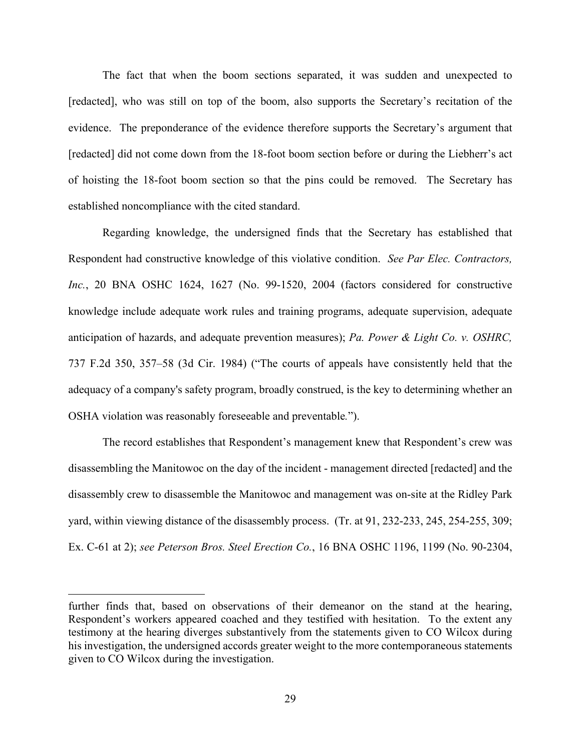The fact that when the boom sections separated, it was sudden and unexpected to [redacted], who was still on top of the boom, also supports the Secretary's recitation of the evidence. The preponderance of the evidence therefore supports the Secretary's argument that [redacted] did not come down from the 18-foot boom section before or during the Liebherr's act of hoisting the 18-foot boom section so that the pins could be removed. The Secretary has established noncompliance with the cited standard.

Regarding knowledge, the undersigned finds that the Secretary has established that Respondent had constructive knowledge of this violative condition. *See Par Elec. Contractors, Inc.*, 20 BNA OSHC 1624, 1627 (No. 99-1520, 2004 (factors considered for constructive knowledge include adequate work rules and training programs, adequate supervision, adequate anticipation of hazards, and adequate prevention measures); *Pa. Power & Light Co. v. OSHRC,* 737 F.2d 350, 357–58 (3d Cir. 1984) ("The courts of appeals have consistently held that the adequacy of a company's safety program, broadly construed, is the key to determining whether an OSHA violation was reasonably foreseeable and preventable.").

The record establishes that Respondent's management knew that Respondent's crew was disassembling the Manitowoc on the day of the incident - management directed [redacted] and the disassembly crew to disassemble the Manitowoc and management was on-site at the Ridley Park yard, within viewing distance of the disassembly process. (Tr. at 91, 232-233, 245, 254-255, 309; Ex. C-61 at 2); *see Peterson Bros. Steel Erection Co.*, 16 BNA OSHC 1196, 1199 (No. 90-2304,

---

further finds that, based on observations of their demeanor on the stand at the hearing, Respondent's workers appeared coached and they testified with hesitation. To the extent any testimony at the hearing diverges substantively from the statements given to CO Wilcox during his investigation, the undersigned accords greater weight to the more contemporaneous statements given to CO Wilcox during the investigation.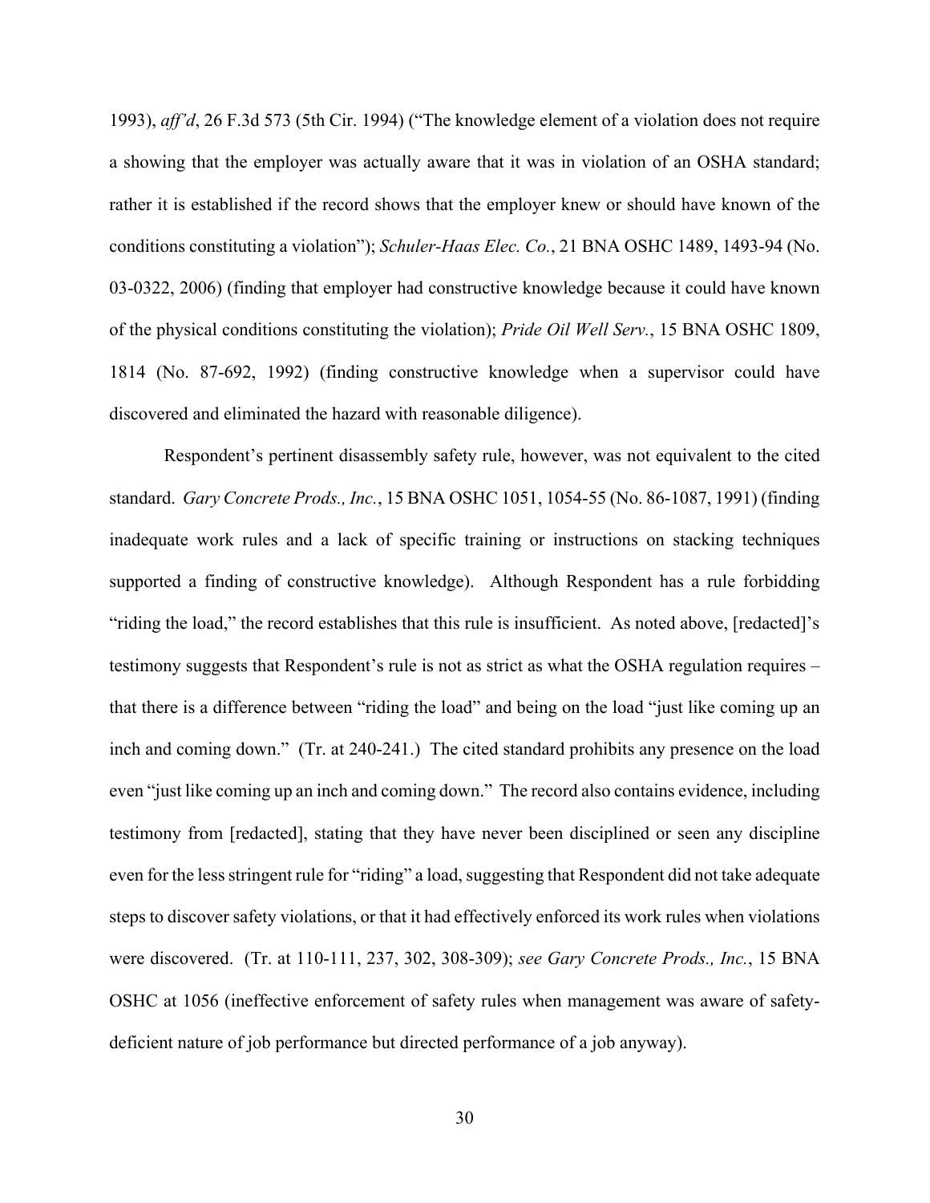1993), *aff'd*, 26 F.3d 573 (5th Cir. 1994) ("The knowledge element of a violation does not require a showing that the employer was actually aware that it was in violation of an OSHA standard; rather it is established if the record shows that the employer knew or should have known of the conditions constituting a violation"); *Schuler-Haas Elec. Co.*, 21 BNA OSHC 1489, 1493-94 (No. 03-0322, 2006) (finding that employer had constructive knowledge because it could have known of the physical conditions constituting the violation); *Pride Oil Well Serv.*, 15 BNA OSHC 1809, 1814 (No. 87-692, 1992) (finding constructive knowledge when a supervisor could have discovered and eliminated the hazard with reasonable diligence).

Respondent's pertinent disassembly safety rule, however, was not equivalent to the cited standard. *Gary Concrete Prods., Inc.*, 15 BNA OSHC 1051, 1054-55 (No. 86-1087, 1991) (finding inadequate work rules and a lack of specific training or instructions on stacking techniques supported a finding of constructive knowledge). Although Respondent has a rule forbidding "riding the load," the record establishes that this rule is insufficient. As noted above, [redacted]'s testimony suggests that Respondent's rule is not as strict as what the OSHA regulation requires – that there is a difference between "riding the load" and being on the load "just like coming up an inch and coming down." (Tr. at 240-241.) The cited standard prohibits any presence on the load even "just like coming up an inch and coming down." The record also contains evidence, including testimony from [redacted], stating that they have never been disciplined or seen any discipline even for the less stringent rule for "riding" a load, suggesting that Respondent did not take adequate steps to discover safety violations, or that it had effectively enforced its work rules when violations were discovered. (Tr. at 110-111, 237, 302, 308-309); *see Gary Concrete Prods., Inc.*, 15 BNA OSHC at 1056 (ineffective enforcement of safety rules when management was aware of safety-deficient nature of job performance but directed performance of a job anyway).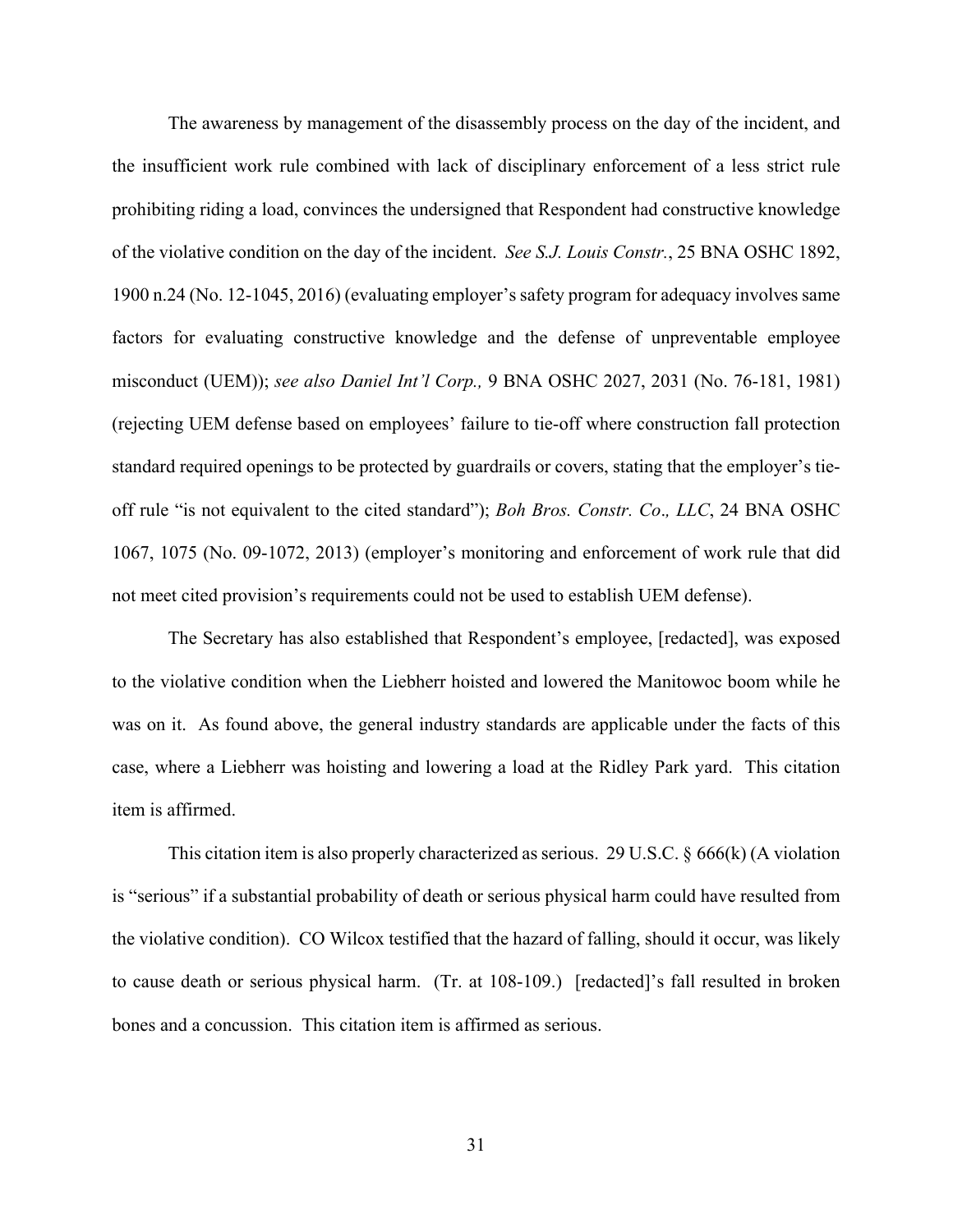The awareness by management of the disassembly process on the day of the incident, and the insufficient work rule combined with lack of disciplinary enforcement of a less strict rule prohibiting riding a load, convinces the undersigned that Respondent had constructive knowledge of the violative condition on the day of the incident. *See S.J. Louis Constr.*, 25 BNA OSHC 1892, 1900 n.24 (No. 12-1045, 2016) (evaluating employer's safety program for adequacy involves same factors for evaluating constructive knowledge and the defense of unpreventable employee misconduct (UEM)); *see also Daniel Int'l Corp.,* 9 BNA OSHC 2027, 2031 (No. 76-181, 1981) (rejecting UEM defense based on employees' failure to tie-off where construction fall protection standard required openings to be protected by guardrails or covers, stating that the employer's tie-off rule "is not equivalent to the cited standard"); *Boh Bros. Constr. Co., LLC*, 24 BNA OSHC 1067, 1075 (No. 09-1072, 2013) (employer's monitoring and enforcement of work rule that did not meet cited provision's requirements could not be used to establish UEM defense).

The Secretary has also established that Respondent's employee, [redacted], was exposed to the violative condition when the Liebherr hoisted and lowered the Manitowoc boom while he was on it. As found above, the general industry standards are applicable under the facts of this case, where a Liebherr was hoisting and lowering a load at the Ridley Park yard. This citation item is affirmed.

This citation item is also properly characterized as serious. 29 U.S.C. § 666(k) (A violation is "serious" if a substantial probability of death or serious physical harm could have resulted from the violative condition). CO Wilcox testified that the hazard of falling, should it occur, was likely to cause death or serious physical harm. (Tr. at 108-109.) [redacted]'s fall resulted in broken bones and a concussion. This citation item is affirmed as serious.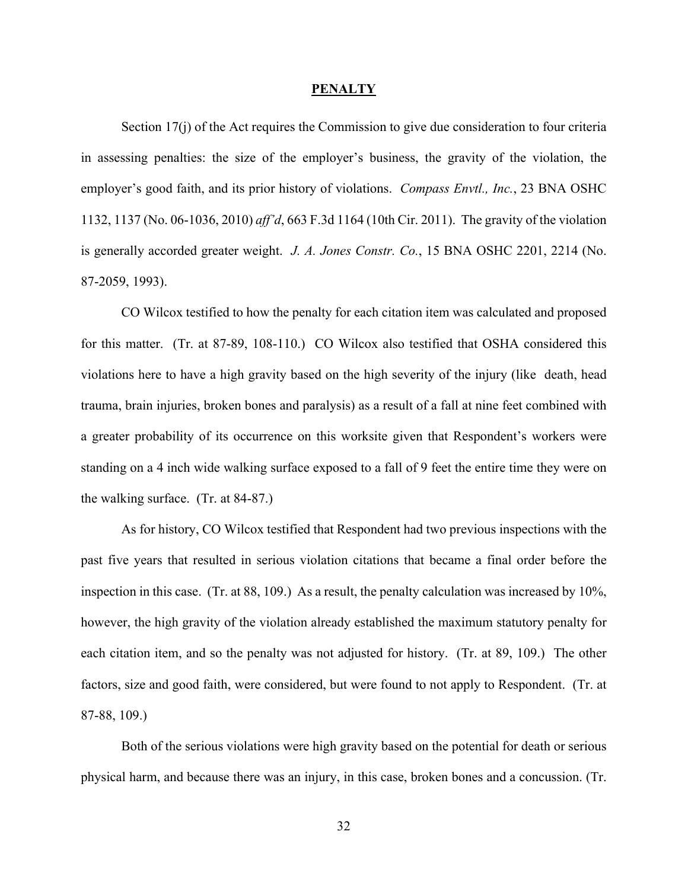## PENALTY

Section 17(j) of the Act requires the Commission to give due consideration to four criteria in assessing penalties: the size of the employer's business, the gravity of the violation, the employer's good faith, and its prior history of violations. *Compass Envtl., Inc.*, 23 BNA OSHC 1132, 1137 (No. 06-1036, 2010) *aff'd*, 663 F.3d 1164 (10th Cir. 2011). The gravity of the violation is generally accorded greater weight. *J. A. Jones Constr. Co.*, 15 BNA OSHC 2201, 2214 (No. 87-2059, 1993).

CO Wilcox testified to how the penalty for each citation item was calculated and proposed for this matter. (Tr. at 87-89, 108-110.) CO Wilcox also testified that OSHA considered this violations here to have a high gravity based on the high severity of the injury (like death, head trauma, brain injuries, broken bones and paralysis) as a result of a fall at nine feet combined with a greater probability of its occurrence on this worksite given that Respondent's workers were standing on a 4 inch wide walking surface exposed to a fall of 9 feet the entire time they were on the walking surface. (Tr. at 84-87.)

As for history, CO Wilcox testified that Respondent had two previous inspections with the past five years that resulted in serious violation citations that became a final order before the inspection in this case. (Tr. at 88, 109.) As a result, the penalty calculation was increased by 10%, however, the high gravity of the violation already established the maximum statutory penalty for each citation item, and so the penalty was not adjusted for history. (Tr. at 89, 109.) The other factors, size and good faith, were considered, but were found to not apply to Respondent. (Tr. at 87-88, 109.)

Both of the serious violations were high gravity based on the potential for death or serious physical harm, and because there was an injury, in this case, broken bones and a concussion. (Tr.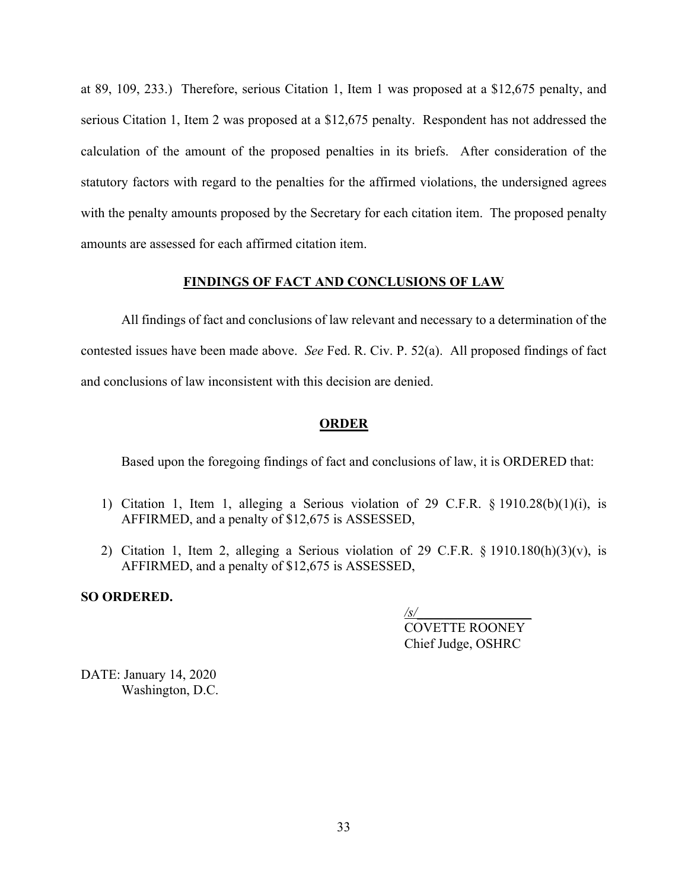at 89, 109, 233.) Therefore, serious Citation 1, Item 1 was proposed at a $12,675 penalty, and serious Citation 1, Item 2 was proposed at a $12,675 penalty. Respondent has not addressed the calculation of the amount of the proposed penalties in its briefs. After consideration of the statutory factors with regard to the penalties for the affirmed violations, the undersigned agrees with the penalty amounts proposed by the Secretary for each citation item. The proposed penalty amounts are assessed for each affirmed citation item.

## FINDINGS OF FACT AND CONCLUSIONS OF LAW

All findings of fact and conclusions of law relevant and necessary to a determination of the contested issues have been made above. *See* Fed. R. Civ. P. 52(a). All proposed findings of fact and conclusions of law inconsistent with this decision are denied.

## ORDER

Based upon the foregoing findings of fact and conclusions of law, it is ORDERED that:

1) Citation 1, Item 1, alleging a Serious violation of 29 C.F.R. § 1910.28(b)(1)(i), is AFFIRMED, and a penalty of $12,675 is ASSESSED,

2) Citation 1, Item 2, alleging a Serious violation of 29 C.F.R. § 1910.180(h)(3)(v), is AFFIRMED, and a penalty of $12,675 is ASSESSED,

**SO ORDERED.**

*/s/*\_\_\_\_\_\_\_\_\_\_\_\_\_\_\_\_\_
COVETTE ROONEY
Chief Judge, OSHRC

DATE: January 14, 2020
Washington, D.C.